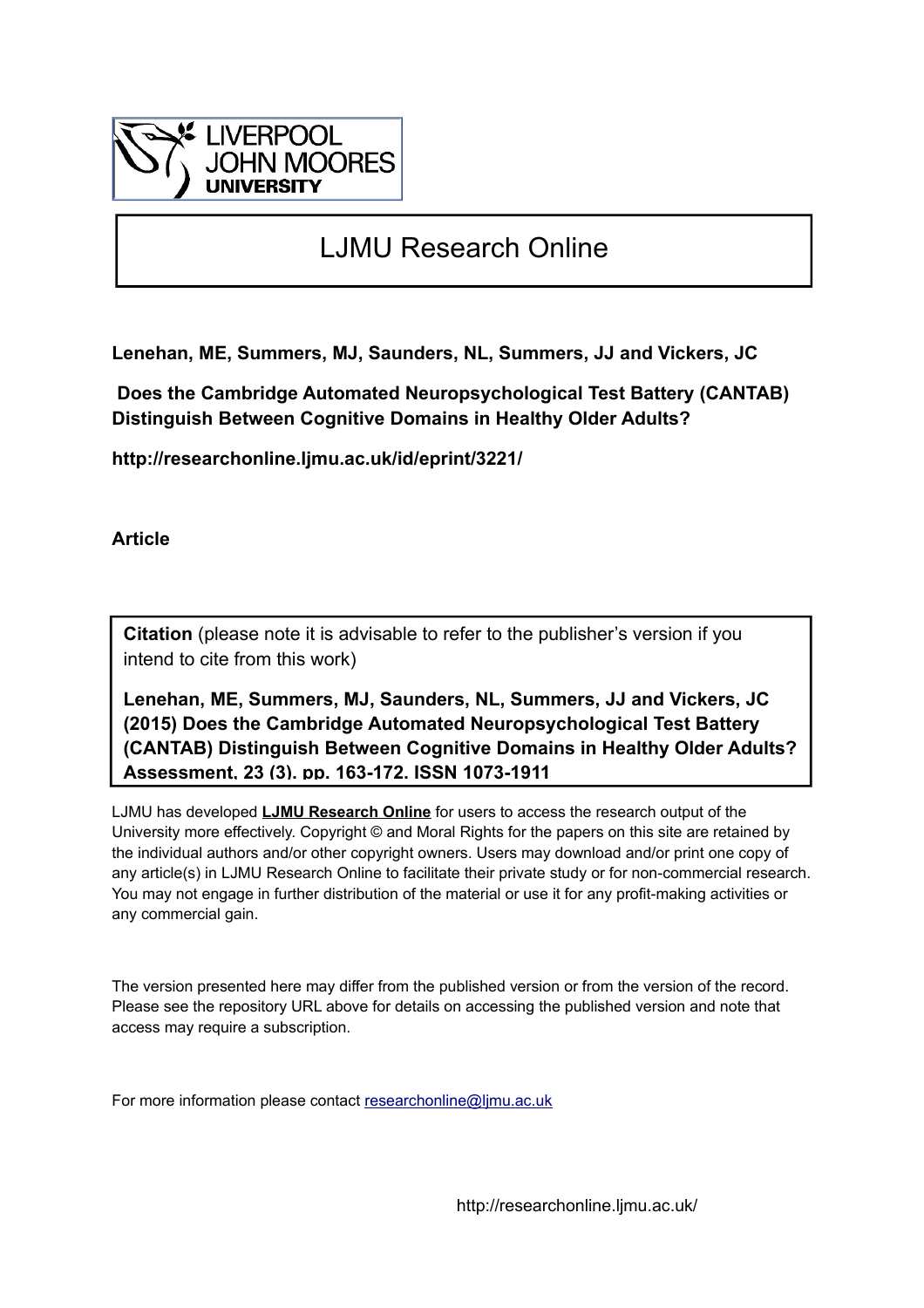LIVERPOOL JOHN MOORES UNIVERSITY

# LJMU Research Online

**Lenehan, ME, Summers, MJ, Saunders, NL, Summers, JJ and Vickers, JC**

**Does the Cambridge Automated Neuropsychological Test Battery (CANTAB) Distinguish Between Cognitive Domains in Healthy Older Adults?**

**http://researchonline.ljmu.ac.uk/id/eprint/3221/**

**Article**

**Citation** (please note it is advisable to refer to the publisher's version if you intend to cite from this work)

**Lenehan, ME, Summers, MJ, Saunders, NL, Summers, JJ and Vickers, JC (2015) Does the Cambridge Automated Neuropsychological Test Battery (CANTAB) Distinguish Between Cognitive Domains in Healthy Older Adults? Assessment, 23 (3). pp. 163-172. ISSN 1073-1911**

LJMU has developed **LJMU Research Online** for users to access the research output of the University more effectively. Copyright © and Moral Rights for the papers on this site are retained by the individual authors and/or other copyright owners. Users may download and/or print one copy of any article(s) in LJMU Research Online to facilitate their private study or for non-commercial research. You may not engage in further distribution of the material or use it for any profit-making activities or any commercial gain.

The version presented here may differ from the published version or from the version of the record. Please see the repository URL above for details on accessing the published version and note that access may require a subscription.

For more information please contact researchonline@ljmu.ac.uk

http://researchonline.ljmu.ac.uk/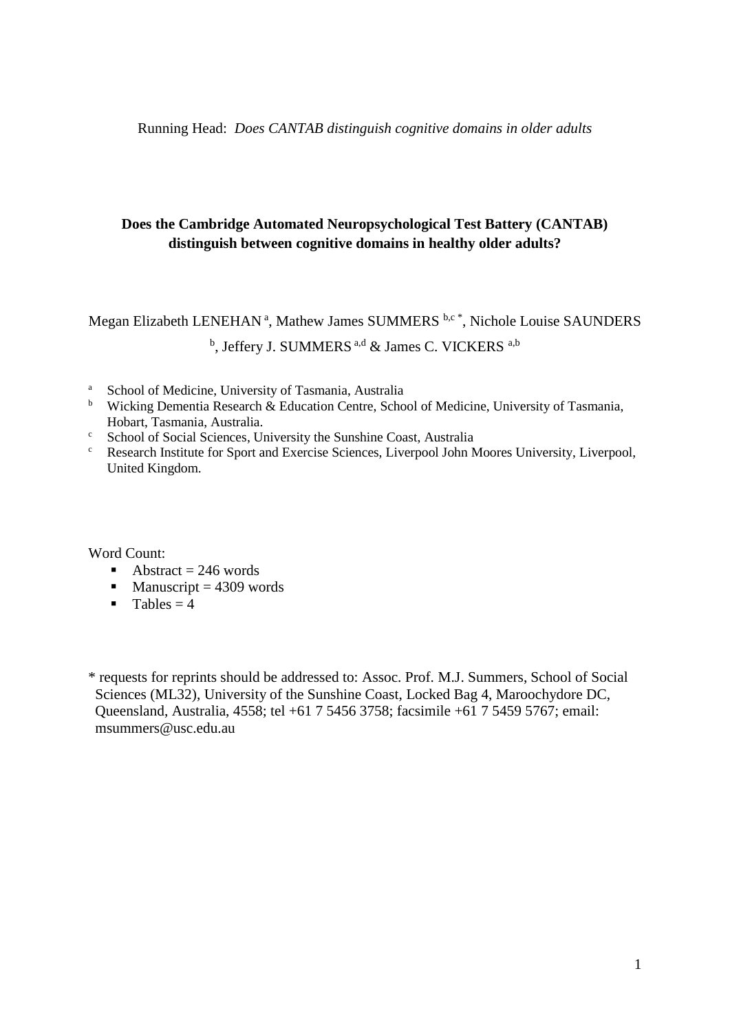Running Head: *Does CANTAB distinguish cognitive domains in older adults*

**Does the Cambridge Automated Neuropsychological Test Battery (CANTAB) distinguish between cognitive domains in healthy older adults?**

Megan Elizabeth LENEHAN [a], Mathew James SUMMERS [b,c *], Nichole Louise SAUNDERS [b], Jeffery J. SUMMERS [a,d] & James C. VICKERS [a,b]

- [a] School of Medicine, University of Tasmania, Australia
- [b] Wicking Dementia Research & Education Centre, School of Medicine, University of Tasmania, Hobart, Tasmania, Australia.
- [c] School of Social Sciences, University the Sunshine Coast, Australia
- [c] Research Institute for Sport and Exercise Sciences, Liverpool John Moores University, Liverpool, United Kingdom.

Word Count:

- Abstract = 246 words
- Manuscript = 4309 words
- Tables = 4

\* requests for reprints should be addressed to: Assoc. Prof. M.J. Summers, School of Social Sciences (ML32), University of the Sunshine Coast, Locked Bag 4, Maroochydore DC, Queensland, Australia, 4558; tel +61 7 5456 3758; facsimile +61 7 5459 5767; email: msummers@usc.edu.au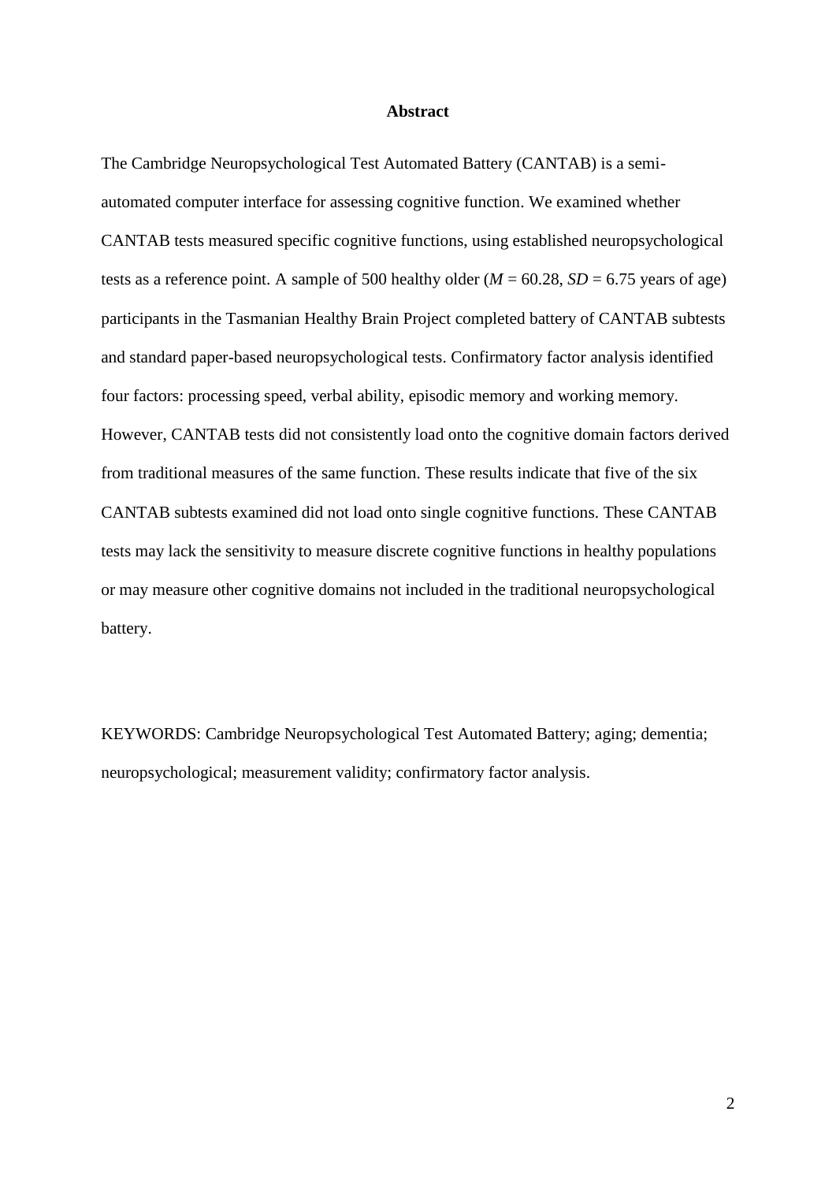## Abstract

The Cambridge Neuropsychological Test Automated Battery (CANTAB) is a semi-automated computer interface for assessing cognitive function. We examined whether CANTAB tests measured specific cognitive functions, using established neuropsychological tests as a reference point. A sample of 500 healthy older (*M* = 60.28, *SD* = 6.75 years of age) participants in the Tasmanian Healthy Brain Project completed battery of CANTAB subtests and standard paper-based neuropsychological tests. Confirmatory factor analysis identified four factors: processing speed, verbal ability, episodic memory and working memory. However, CANTAB tests did not consistently load onto the cognitive domain factors derived from traditional measures of the same function. These results indicate that five of the six CANTAB subtests examined did not load onto single cognitive functions. These CANTAB tests may lack the sensitivity to measure discrete cognitive functions in healthy populations or may measure other cognitive domains not included in the traditional neuropsychological battery.

KEYWORDS: Cambridge Neuropsychological Test Automated Battery; aging; dementia; neuropsychological; measurement validity; confirmatory factor analysis.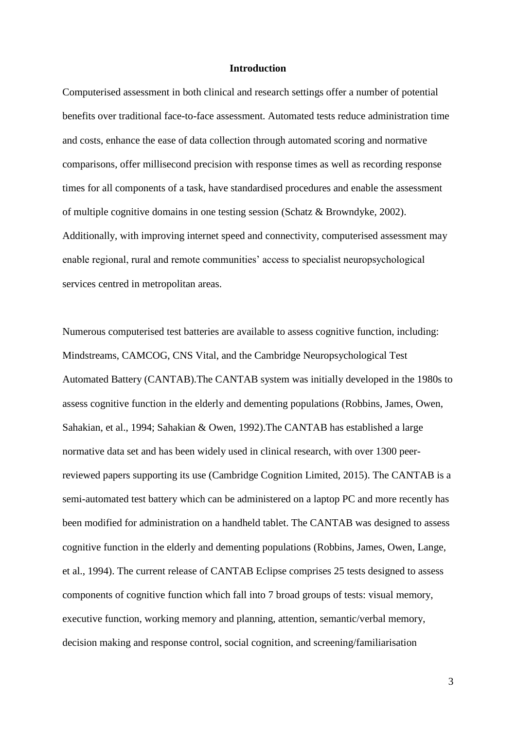## Introduction

Computerised assessment in both clinical and research settings offer a number of potential benefits over traditional face-to-face assessment. Automated tests reduce administration time and costs, enhance the ease of data collection through automated scoring and normative comparisons, offer millisecond precision with response times as well as recording response times for all components of a task, have standardised procedures and enable the assessment of multiple cognitive domains in one testing session (Schatz & Browndyke, 2002). Additionally, with improving internet speed and connectivity, computerised assessment may enable regional, rural and remote communities' access to specialist neuropsychological services centred in metropolitan areas.

Numerous computerised test batteries are available to assess cognitive function, including: Mindstreams, CAMCOG, CNS Vital, and the Cambridge Neuropsychological Test Automated Battery (CANTAB).The CANTAB system was initially developed in the 1980s to assess cognitive function in the elderly and dementing populations (Robbins, James, Owen, Sahakian, et al., 1994; Sahakian & Owen, 1992).The CANTAB has established a large normative data set and has been widely used in clinical research, with over 1300 peer-reviewed papers supporting its use (Cambridge Cognition Limited, 2015). The CANTAB is a semi-automated test battery which can be administered on a laptop PC and more recently has been modified for administration on a handheld tablet. The CANTAB was designed to assess cognitive function in the elderly and dementing populations (Robbins, James, Owen, Lange, et al., 1994). The current release of CANTAB Eclipse comprises 25 tests designed to assess components of cognitive function which fall into 7 broad groups of tests: visual memory, executive function, working memory and planning, attention, semantic/verbal memory, decision making and response control, social cognition, and screening/familiarisation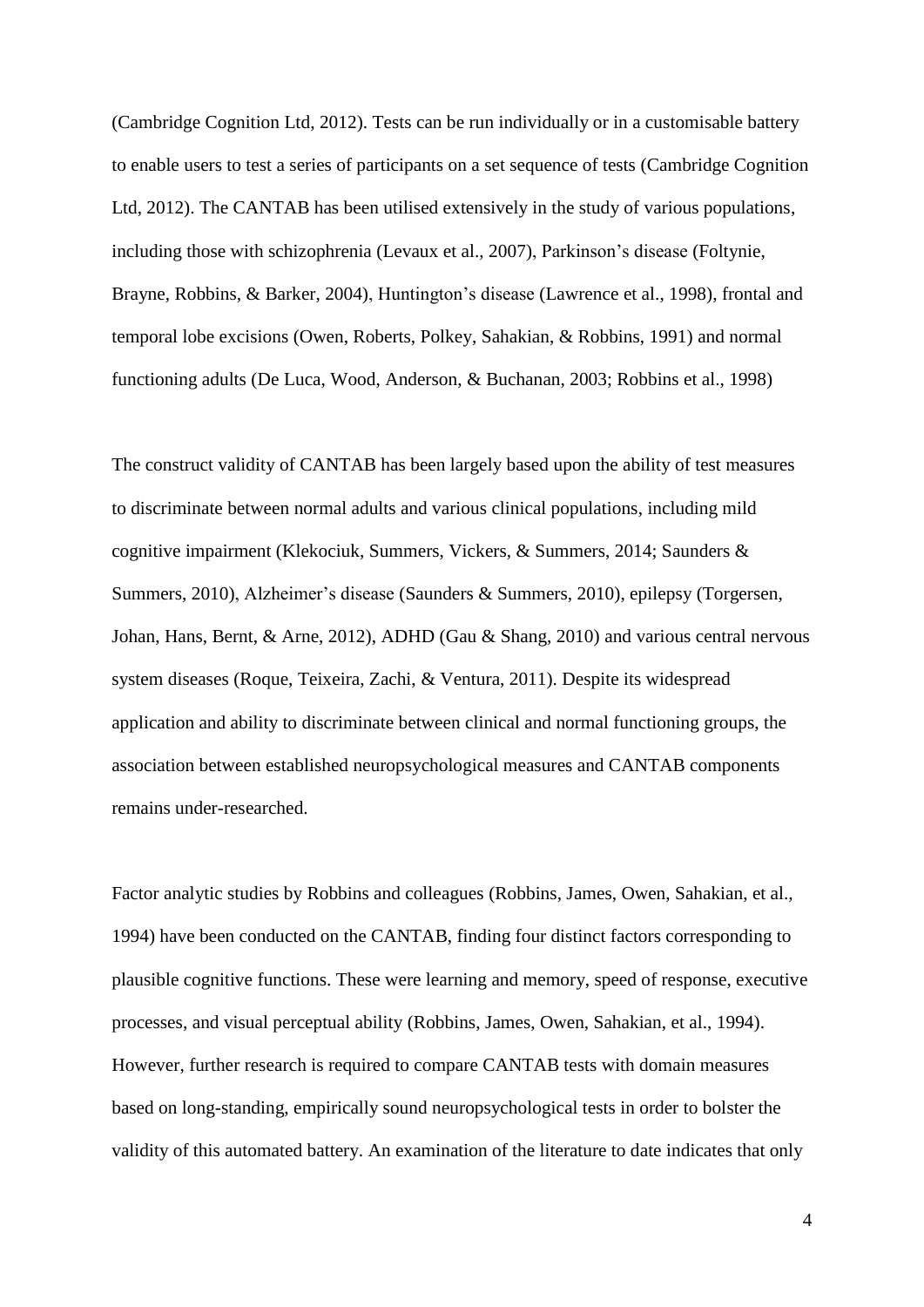(Cambridge Cognition Ltd, 2012). Tests can be run individually or in a customisable battery to enable users to test a series of participants on a set sequence of tests (Cambridge Cognition Ltd, 2012). The CANTAB has been utilised extensively in the study of various populations, including those with schizophrenia (Levaux et al., 2007), Parkinson's disease (Foltynie, Brayne, Robbins, & Barker, 2004), Huntington's disease (Lawrence et al., 1998), frontal and temporal lobe excisions (Owen, Roberts, Polkey, Sahakian, & Robbins, 1991) and normal functioning adults (De Luca, Wood, Anderson, & Buchanan, 2003; Robbins et al., 1998)

The construct validity of CANTAB has been largely based upon the ability of test measures to discriminate between normal adults and various clinical populations, including mild cognitive impairment (Klekociuk, Summers, Vickers, & Summers, 2014; Saunders & Summers, 2010), Alzheimer's disease (Saunders & Summers, 2010), epilepsy (Torgersen, Johan, Hans, Bernt, & Arne, 2012), ADHD (Gau & Shang, 2010) and various central nervous system diseases (Roque, Teixeira, Zachi, & Ventura, 2011). Despite its widespread application and ability to discriminate between clinical and normal functioning groups, the association between established neuropsychological measures and CANTAB components remains under-researched.

Factor analytic studies by Robbins and colleagues (Robbins, James, Owen, Sahakian, et al., 1994) have been conducted on the CANTAB, finding four distinct factors corresponding to plausible cognitive functions. These were learning and memory, speed of response, executive processes, and visual perceptual ability (Robbins, James, Owen, Sahakian, et al., 1994). However, further research is required to compare CANTAB tests with domain measures based on long-standing, empirically sound neuropsychological tests in order to bolster the validity of this automated battery. An examination of the literature to date indicates that only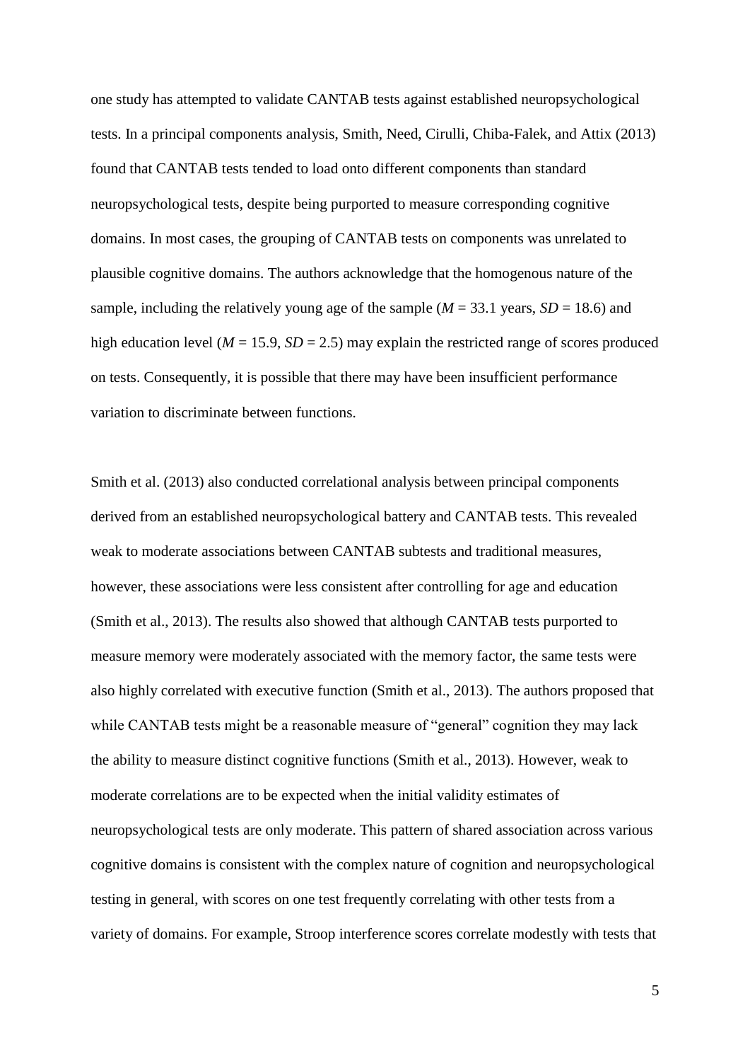one study has attempted to validate CANTAB tests against established neuropsychological tests. In a principal components analysis, Smith, Need, Cirulli, Chiba-Falek, and Attix (2013) found that CANTAB tests tended to load onto different components than standard neuropsychological tests, despite being purported to measure corresponding cognitive domains. In most cases, the grouping of CANTAB tests on components was unrelated to plausible cognitive domains. The authors acknowledge that the homogenous nature of the sample, including the relatively young age of the sample (*M* = 33.1 years, *SD* = 18.6) and high education level (*M* = 15.9, *SD* = 2.5) may explain the restricted range of scores produced on tests. Consequently, it is possible that there may have been insufficient performance variation to discriminate between functions.

Smith et al. (2013) also conducted correlational analysis between principal components derived from an established neuropsychological battery and CANTAB tests. This revealed weak to moderate associations between CANTAB subtests and traditional measures, however, these associations were less consistent after controlling for age and education (Smith et al., 2013). The results also showed that although CANTAB tests purported to measure memory were moderately associated with the memory factor, the same tests were also highly correlated with executive function (Smith et al., 2013). The authors proposed that while CANTAB tests might be a reasonable measure of "general" cognition they may lack the ability to measure distinct cognitive functions (Smith et al., 2013). However, weak to moderate correlations are to be expected when the initial validity estimates of neuropsychological tests are only moderate. This pattern of shared association across various cognitive domains is consistent with the complex nature of cognition and neuropsychological testing in general, with scores on one test frequently correlating with other tests from a variety of domains. For example, Stroop interference scores correlate modestly with tests that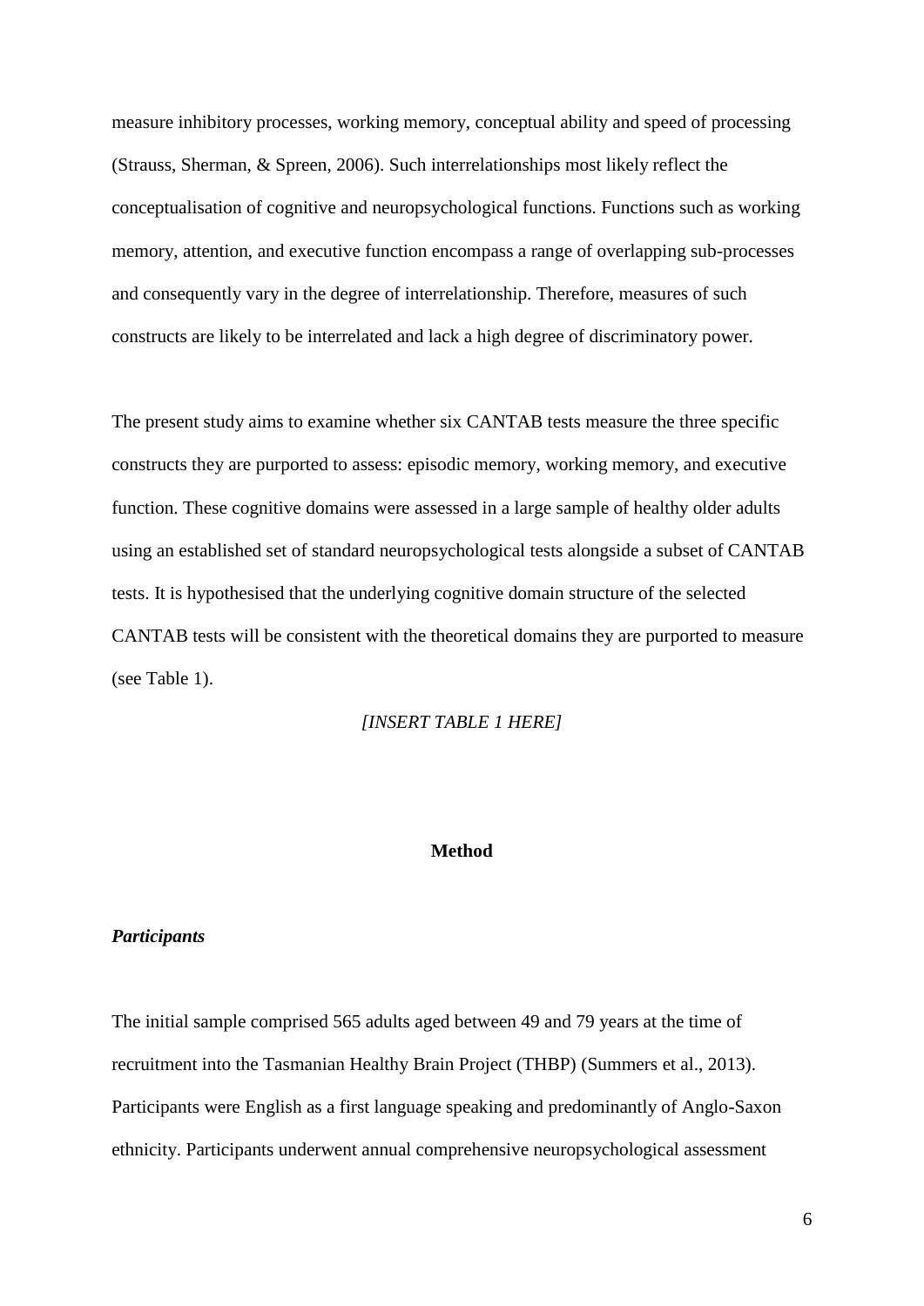measure inhibitory processes, working memory, conceptual ability and speed of processing (Strauss, Sherman, & Spreen, 2006). Such interrelationships most likely reflect the conceptualisation of cognitive and neuropsychological functions. Functions such as working memory, attention, and executive function encompass a range of overlapping sub-processes and consequently vary in the degree of interrelationship. Therefore, measures of such constructs are likely to be interrelated and lack a high degree of discriminatory power.

The present study aims to examine whether six CANTAB tests measure the three specific constructs they are purported to assess: episodic memory, working memory, and executive function. These cognitive domains were assessed in a large sample of healthy older adults using an established set of standard neuropsychological tests alongside a subset of CANTAB tests. It is hypothesised that the underlying cognitive domain structure of the selected CANTAB tests will be consistent with the theoretical domains they are purported to measure (see Table 1).

*[INSERT TABLE 1 HERE]*

## Method

### *Participants*

The initial sample comprised 565 adults aged between 49 and 79 years at the time of recruitment into the Tasmanian Healthy Brain Project (THBP) (Summers et al., 2013). Participants were English as a first language speaking and predominantly of Anglo-Saxon ethnicity. Participants underwent annual comprehensive neuropsychological assessment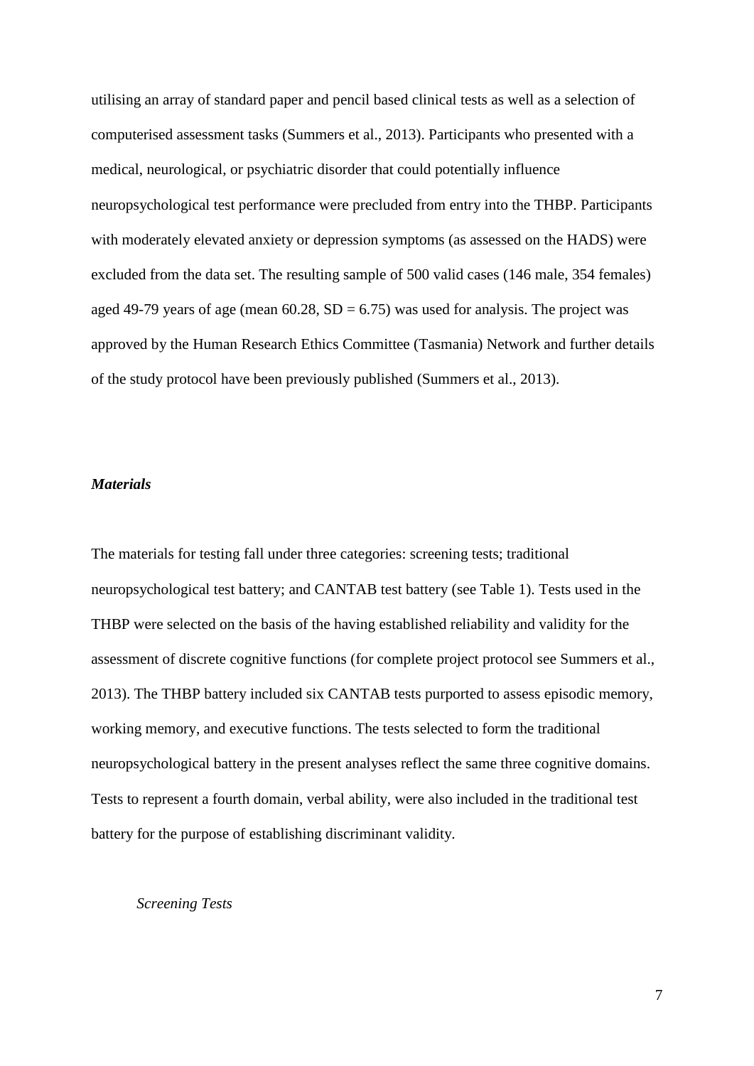utilising an array of standard paper and pencil based clinical tests as well as a selection of computerised assessment tasks (Summers et al., 2013). Participants who presented with a medical, neurological, or psychiatric disorder that could potentially influence neuropsychological test performance were precluded from entry into the THBP. Participants with moderately elevated anxiety or depression symptoms (as assessed on the HADS) were excluded from the data set. The resulting sample of 500 valid cases (146 male, 354 females) aged 49-79 years of age (mean 60.28, SD = 6.75) was used for analysis. The project was approved by the Human Research Ethics Committee (Tasmania) Network and further details of the study protocol have been previously published (Summers et al., 2013).

### *Materials*

The materials for testing fall under three categories: screening tests; traditional neuropsychological test battery; and CANTAB test battery (see Table 1). Tests used in the THBP were selected on the basis of the having established reliability and validity for the assessment of discrete cognitive functions (for complete project protocol see Summers et al., 2013). The THBP battery included six CANTAB tests purported to assess episodic memory, working memory, and executive functions. The tests selected to form the traditional neuropsychological battery in the present analyses reflect the same three cognitive domains. Tests to represent a fourth domain, verbal ability, were also included in the traditional test battery for the purpose of establishing discriminant validity.

#### *Screening Tests*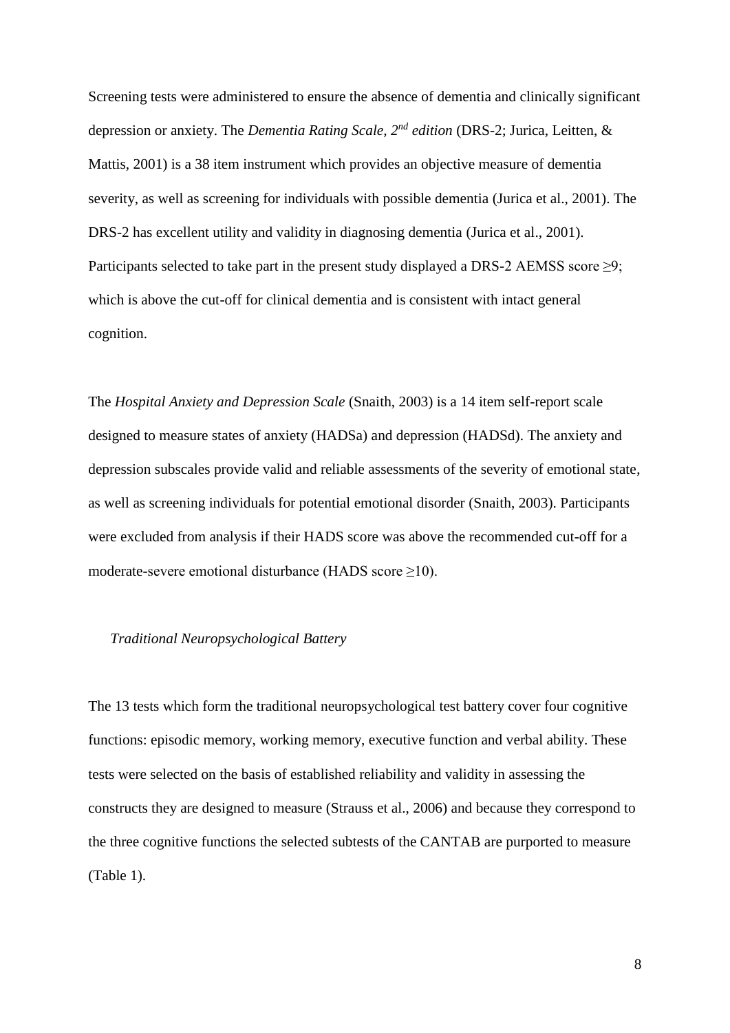Screening tests were administered to ensure the absence of dementia and clinically significant depression or anxiety. The *Dementia Rating Scale, 2nd edition* (DRS-2; Jurica, Leitten, & Mattis, 2001) is a 38 item instrument which provides an objective measure of dementia severity, as well as screening for individuals with possible dementia (Jurica et al., 2001). The DRS-2 has excellent utility and validity in diagnosing dementia (Jurica et al., 2001). Participants selected to take part in the present study displayed a DRS-2 AEMSS score ≥9; which is above the cut-off for clinical dementia and is consistent with intact general cognition.

The *Hospital Anxiety and Depression Scale* (Snaith, 2003) is a 14 item self-report scale designed to measure states of anxiety (HADSa) and depression (HADSd). The anxiety and depression subscales provide valid and reliable assessments of the severity of emotional state, as well as screening individuals for potential emotional disorder (Snaith, 2003). Participants were excluded from analysis if their HADS score was above the recommended cut-off for a moderate-severe emotional disturbance (HADS score ≥10).

*Traditional Neuropsychological Battery*

The 13 tests which form the traditional neuropsychological test battery cover four cognitive functions: episodic memory, working memory, executive function and verbal ability. These tests were selected on the basis of established reliability and validity in assessing the constructs they are designed to measure (Strauss et al., 2006) and because they correspond to the three cognitive functions the selected subtests of the CANTAB are purported to measure (Table 1).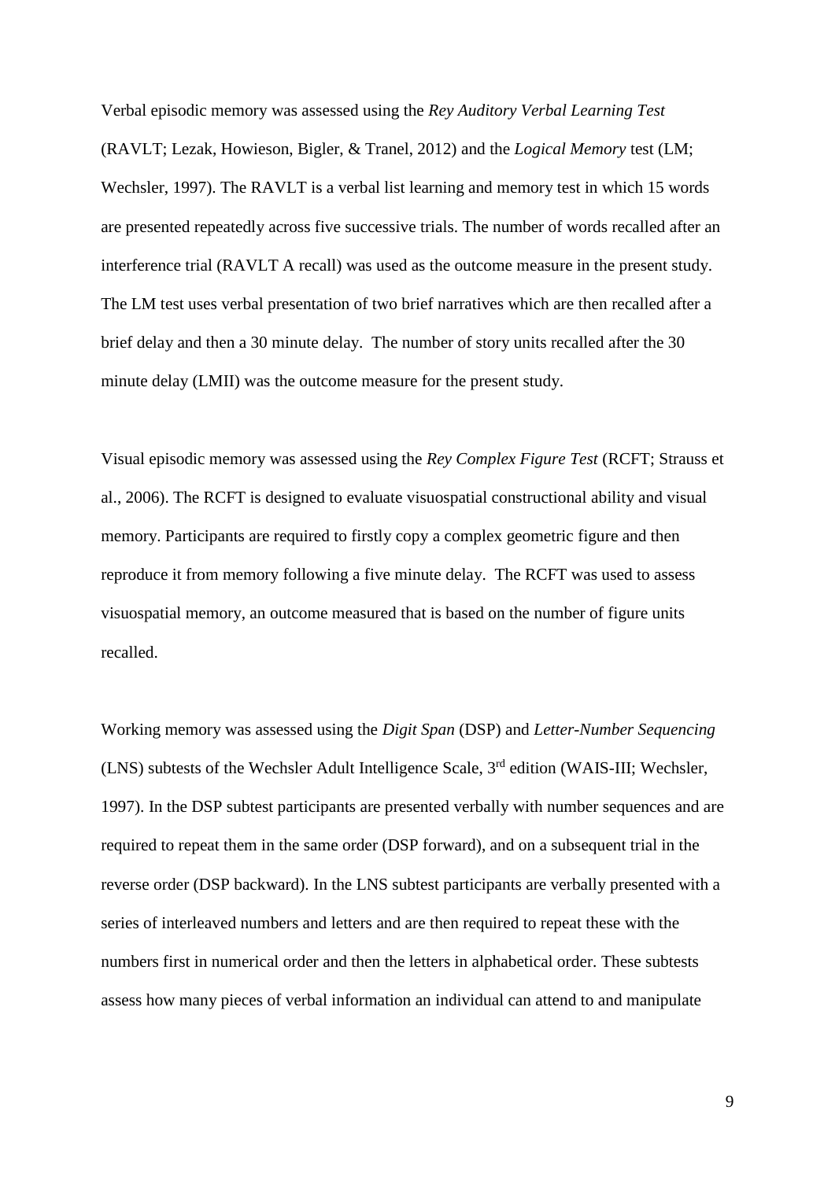Verbal episodic memory was assessed using the *Rey Auditory Verbal Learning Test* (RAVLT; Lezak, Howieson, Bigler, & Tranel, 2012) and the *Logical Memory* test (LM; Wechsler, 1997). The RAVLT is a verbal list learning and memory test in which 15 words are presented repeatedly across five successive trials. The number of words recalled after an interference trial (RAVLT A recall) was used as the outcome measure in the present study. The LM test uses verbal presentation of two brief narratives which are then recalled after a brief delay and then a 30 minute delay. The number of story units recalled after the 30 minute delay (LMII) was the outcome measure for the present study.

Visual episodic memory was assessed using the *Rey Complex Figure Test* (RCFT; Strauss et al., 2006). The RCFT is designed to evaluate visuospatial constructional ability and visual memory. Participants are required to firstly copy a complex geometric figure and then reproduce it from memory following a five minute delay. The RCFT was used to assess visuospatial memory, an outcome measured that is based on the number of figure units recalled.

Working memory was assessed using the *Digit Span* (DSP) and *Letter-Number Sequencing* (LNS) subtests of the Wechsler Adult Intelligence Scale, 3rd edition (WAIS-III; Wechsler, 1997). In the DSP subtest participants are presented verbally with number sequences and are required to repeat them in the same order (DSP forward), and on a subsequent trial in the reverse order (DSP backward). In the LNS subtest participants are verbally presented with a series of interleaved numbers and letters and are then required to repeat these with the numbers first in numerical order and then the letters in alphabetical order. These subtests assess how many pieces of verbal information an individual can attend to and manipulate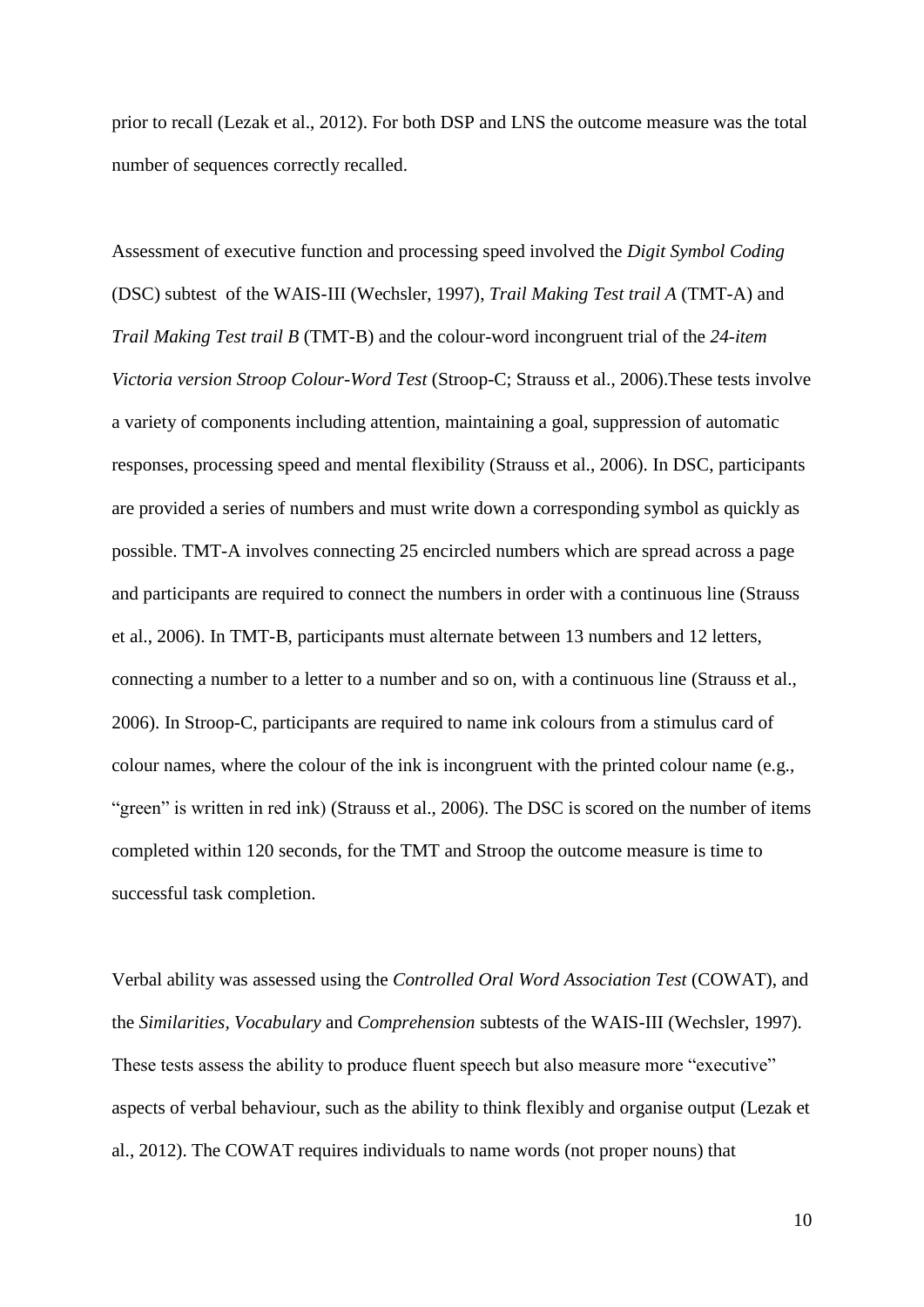prior to recall (Lezak et al., 2012). For both DSP and LNS the outcome measure was the total number of sequences correctly recalled.

Assessment of executive function and processing speed involved the *Digit Symbol Coding* (DSC) subtest of the WAIS-III (Wechsler, 1997), *Trail Making Test trail A* (TMT-A) and *Trail Making Test trail B* (TMT-B) and the colour-word incongruent trial of the *24-item Victoria version Stroop Colour-Word Test* (Stroop-C; Strauss et al., 2006).These tests involve a variety of components including attention, maintaining a goal, suppression of automatic responses, processing speed and mental flexibility (Strauss et al., 2006). In DSC, participants are provided a series of numbers and must write down a corresponding symbol as quickly as possible. TMT-A involves connecting 25 encircled numbers which are spread across a page and participants are required to connect the numbers in order with a continuous line (Strauss et al., 2006). In TMT-B, participants must alternate between 13 numbers and 12 letters, connecting a number to a letter to a number and so on, with a continuous line (Strauss et al., 2006). In Stroop-C, participants are required to name ink colours from a stimulus card of colour names, where the colour of the ink is incongruent with the printed colour name (e.g., "green" is written in red ink) (Strauss et al., 2006). The DSC is scored on the number of items completed within 120 seconds, for the TMT and Stroop the outcome measure is time to successful task completion.

Verbal ability was assessed using the *Controlled Oral Word Association Test* (COWAT), and the *Similarities, Vocabulary* and *Comprehension* subtests of the WAIS-III (Wechsler, 1997). These tests assess the ability to produce fluent speech but also measure more "executive" aspects of verbal behaviour, such as the ability to think flexibly and organise output (Lezak et al., 2012). The COWAT requires individuals to name words (not proper nouns) that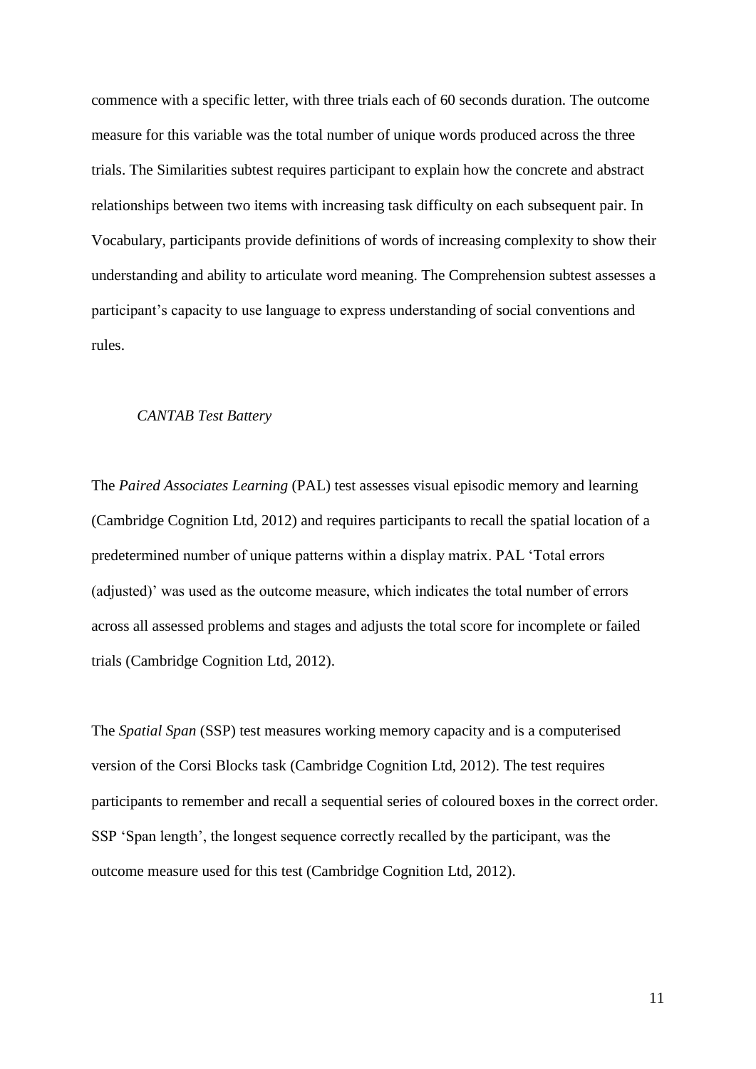commence with a specific letter, with three trials each of 60 seconds duration. The outcome measure for this variable was the total number of unique words produced across the three trials. The Similarities subtest requires participant to explain how the concrete and abstract relationships between two items with increasing task difficulty on each subsequent pair. In Vocabulary, participants provide definitions of words of increasing complexity to show their understanding and ability to articulate word meaning. The Comprehension subtest assesses a participant's capacity to use language to express understanding of social conventions and rules.

*CANTAB Test Battery*

The *Paired Associates Learning* (PAL) test assesses visual episodic memory and learning (Cambridge Cognition Ltd, 2012) and requires participants to recall the spatial location of a predetermined number of unique patterns within a display matrix. PAL 'Total errors (adjusted)' was used as the outcome measure, which indicates the total number of errors across all assessed problems and stages and adjusts the total score for incomplete or failed trials (Cambridge Cognition Ltd, 2012).

The *Spatial Span* (SSP) test measures working memory capacity and is a computerised version of the Corsi Blocks task (Cambridge Cognition Ltd, 2012). The test requires participants to remember and recall a sequential series of coloured boxes in the correct order. SSP 'Span length', the longest sequence correctly recalled by the participant, was the outcome measure used for this test (Cambridge Cognition Ltd, 2012).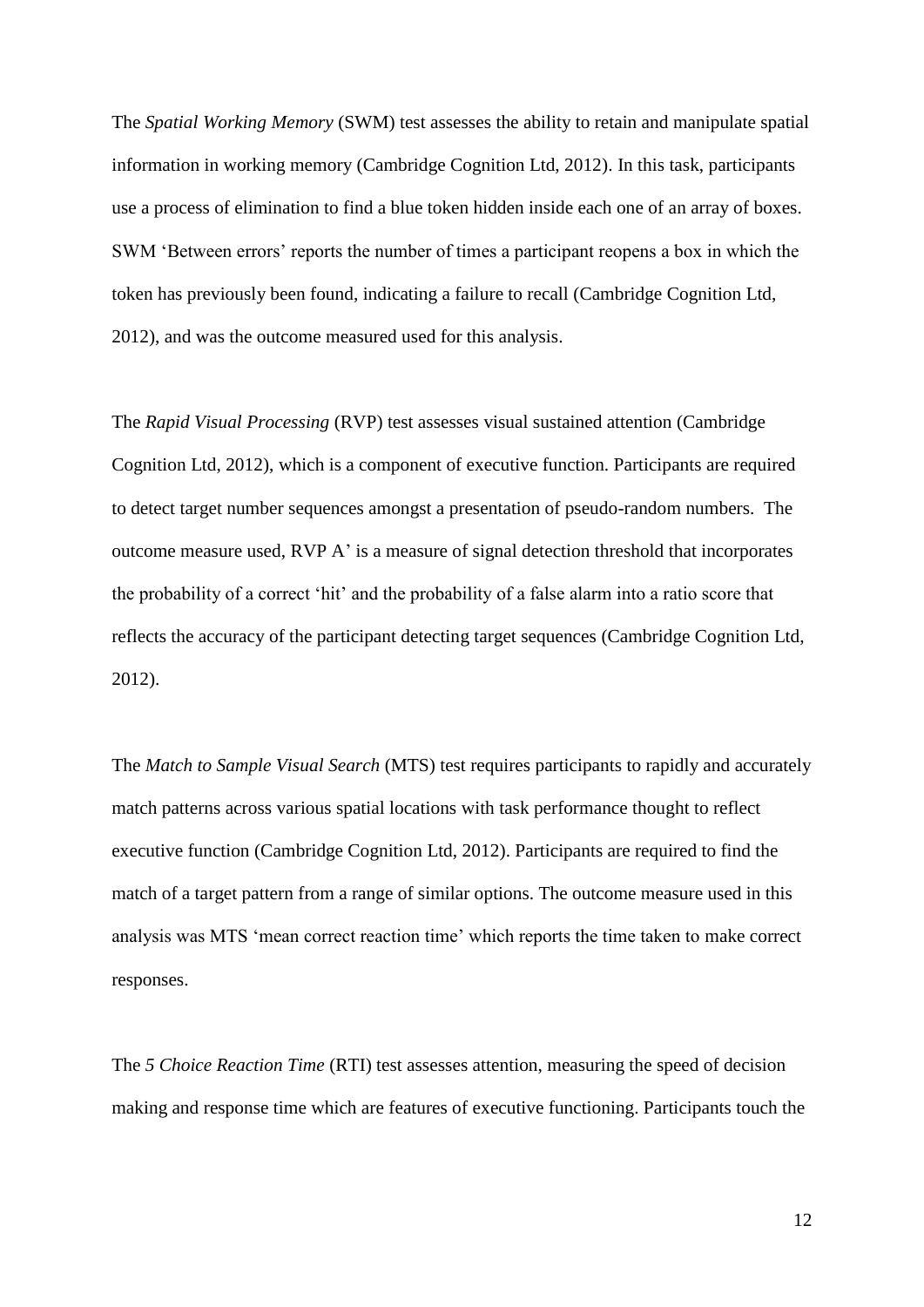The *Spatial Working Memory* (SWM) test assesses the ability to retain and manipulate spatial information in working memory (Cambridge Cognition Ltd, 2012). In this task, participants use a process of elimination to find a blue token hidden inside each one of an array of boxes. SWM 'Between errors' reports the number of times a participant reopens a box in which the token has previously been found, indicating a failure to recall (Cambridge Cognition Ltd, 2012), and was the outcome measured used for this analysis.

The *Rapid Visual Processing* (RVP) test assesses visual sustained attention (Cambridge Cognition Ltd, 2012), which is a component of executive function. Participants are required to detect target number sequences amongst a presentation of pseudo-random numbers. The outcome measure used, RVP A' is a measure of signal detection threshold that incorporates the probability of a correct 'hit' and the probability of a false alarm into a ratio score that reflects the accuracy of the participant detecting target sequences (Cambridge Cognition Ltd, 2012).

The *Match to Sample Visual Search* (MTS) test requires participants to rapidly and accurately match patterns across various spatial locations with task performance thought to reflect executive function (Cambridge Cognition Ltd, 2012). Participants are required to find the match of a target pattern from a range of similar options. The outcome measure used in this analysis was MTS 'mean correct reaction time' which reports the time taken to make correct responses.

The *5 Choice Reaction Time* (RTI) test assesses attention, measuring the speed of decision making and response time which are features of executive functioning. Participants touch the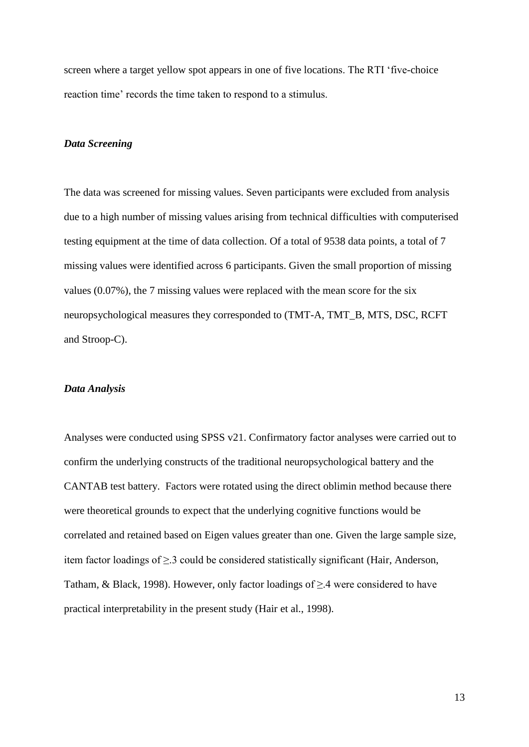screen where a target yellow spot appears in one of five locations. The RTI 'five-choice reaction time' records the time taken to respond to a stimulus.

### *Data Screening*

The data was screened for missing values. Seven participants were excluded from analysis due to a high number of missing values arising from technical difficulties with computerised testing equipment at the time of data collection. Of a total of 9538 data points, a total of 7 missing values were identified across 6 participants. Given the small proportion of missing values (0.07%), the 7 missing values were replaced with the mean score for the six neuropsychological measures they corresponded to (TMT-A, TMT_B, MTS, DSC, RCFT and Stroop-C).

### *Data Analysis*

Analyses were conducted using SPSS v21. Confirmatory factor analyses were carried out to confirm the underlying constructs of the traditional neuropsychological battery and the CANTAB test battery. Factors were rotated using the direct oblimin method because there were theoretical grounds to expect that the underlying cognitive functions would be correlated and retained based on Eigen values greater than one. Given the large sample size, item factor loadings of ≥.3 could be considered statistically significant (Hair, Anderson, Tatham, & Black, 1998). However, only factor loadings of ≥.4 were considered to have practical interpretability in the present study (Hair et al., 1998).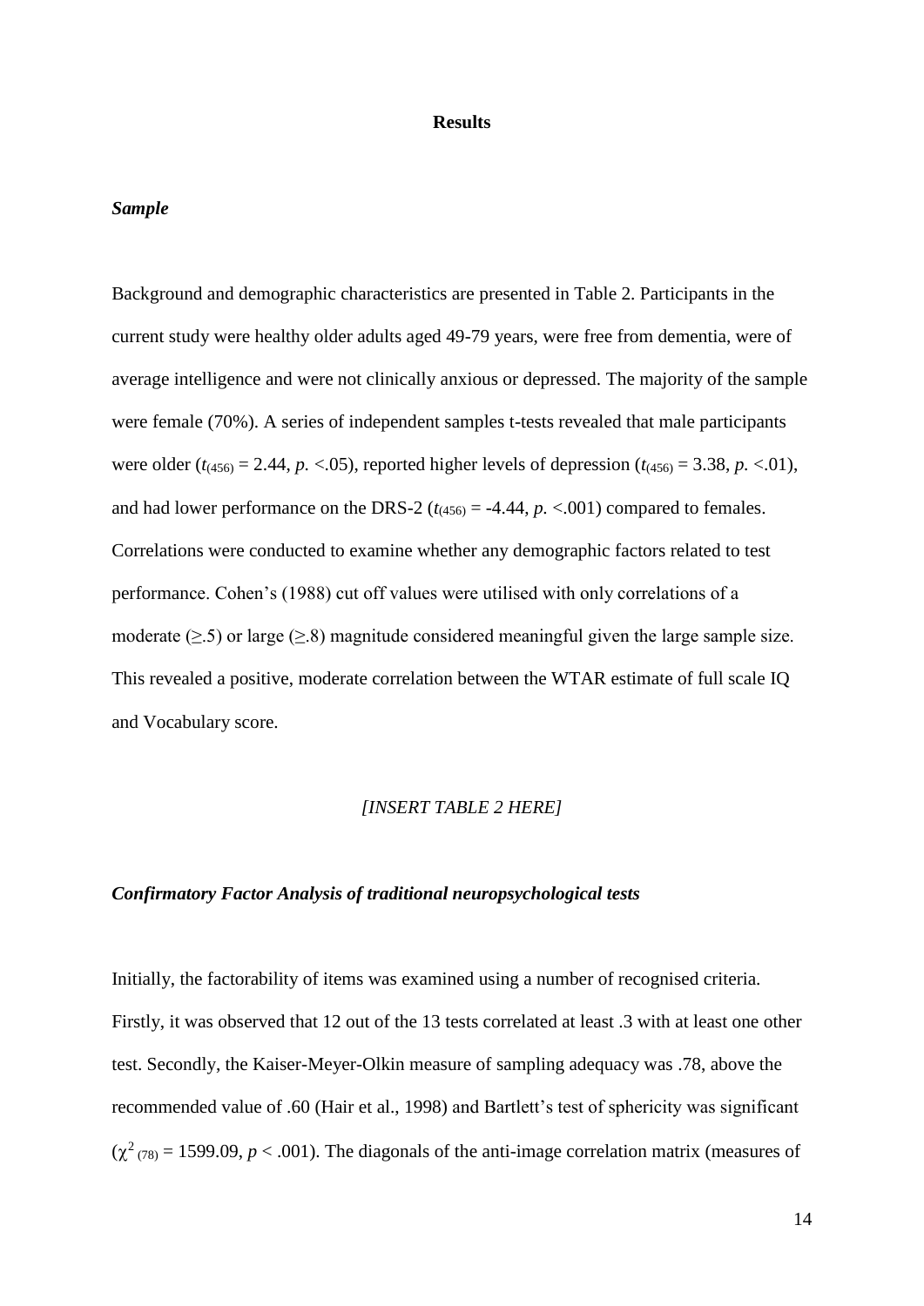## Results

### *Sample*

Background and demographic characteristics are presented in Table 2. Participants in the current study were healthy older adults aged 49-79 years, were free from dementia, were of average intelligence and were not clinically anxious or depressed. The majority of the sample were female (70%). A series of independent samples t-tests revealed that male participants were older ($t_{(456)} = 2.44$, $p. <.05$), reported higher levels of depression ($t_{(456)} = 3.38$, $p. <.01$), and had lower performance on the DRS-2 ($t_{(456)} = -4.44$, $p. <.001$) compared to females. Correlations were conducted to examine whether any demographic factors related to test performance. Cohen's (1988) cut off values were utilised with only correlations of a moderate (≥.5) or large (≥.8) magnitude considered meaningful given the large sample size. This revealed a positive, moderate correlation between the WTAR estimate of full scale IQ and Vocabulary score.

*[INSERT TABLE 2 HERE]*

### *Confirmatory Factor Analysis of traditional neuropsychological tests*

Initially, the factorability of items was examined using a number of recognised criteria. Firstly, it was observed that 12 out of the 13 tests correlated at least .3 with at least one other test. Secondly, the Kaiser-Meyer-Olkin measure of sampling adequacy was .78, above the recommended value of .60 (Hair et al., 1998) and Bartlett's test of sphericity was significant ($\chi^2_{(78)} = 1599.09$, $p < .001$). The diagonals of the anti-image correlation matrix (measures of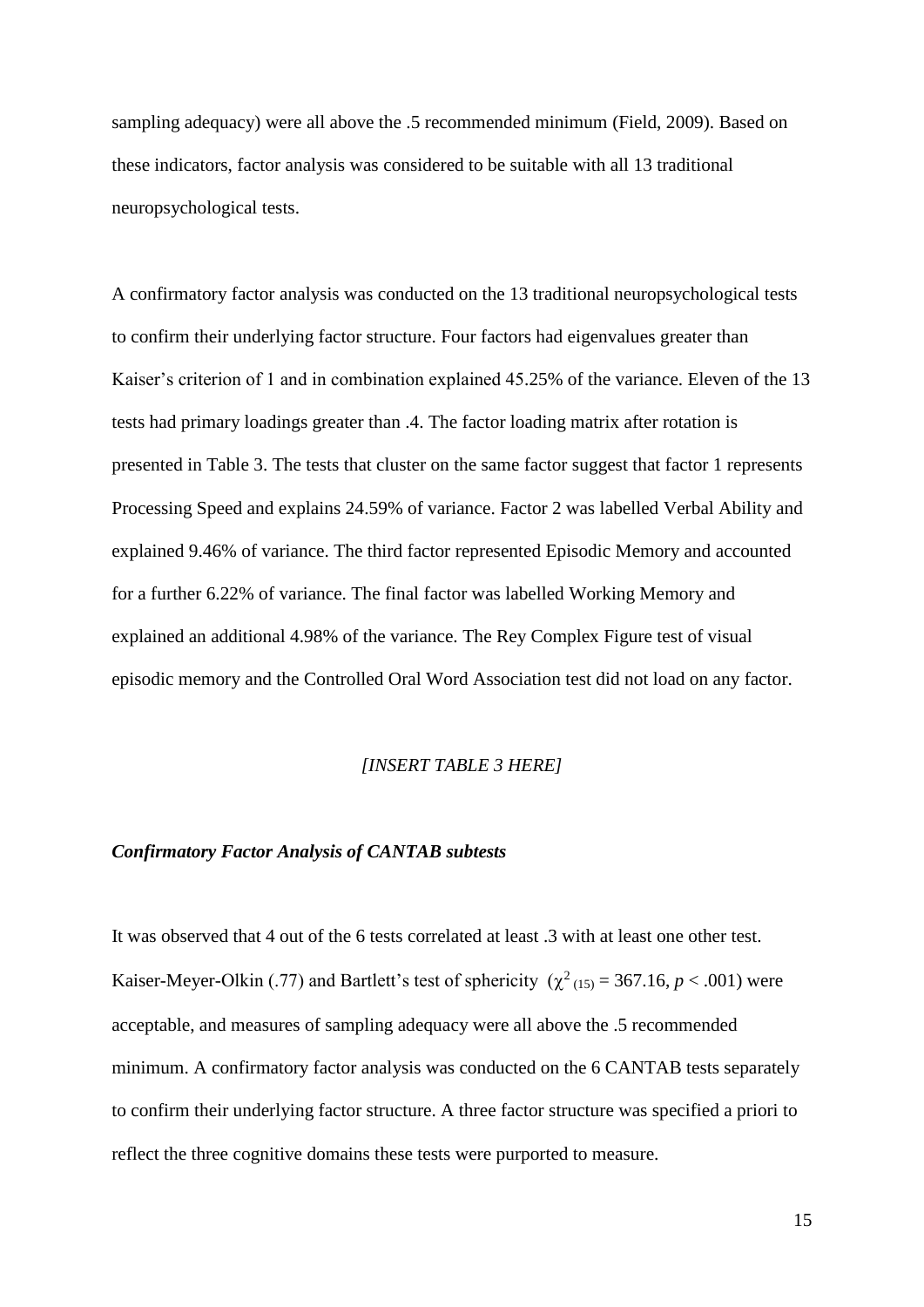sampling adequacy) were all above the .5 recommended minimum (Field, 2009). Based on these indicators, factor analysis was considered to be suitable with all 13 traditional neuropsychological tests.

A confirmatory factor analysis was conducted on the 13 traditional neuropsychological tests to confirm their underlying factor structure. Four factors had eigenvalues greater than Kaiser's criterion of 1 and in combination explained 45.25% of the variance. Eleven of the 13 tests had primary loadings greater than .4. The factor loading matrix after rotation is presented in Table 3. The tests that cluster on the same factor suggest that factor 1 represents Processing Speed and explains 24.59% of variance. Factor 2 was labelled Verbal Ability and explained 9.46% of variance. The third factor represented Episodic Memory and accounted for a further 6.22% of variance. The final factor was labelled Working Memory and explained an additional 4.98% of the variance. The Rey Complex Figure test of visual episodic memory and the Controlled Oral Word Association test did not load on any factor.

*[INSERT TABLE 3 HERE]*

### ***Confirmatory Factor Analysis of CANTAB subtests***

It was observed that 4 out of the 6 tests correlated at least .3 with at least one other test. Kaiser-Meyer-Olkin (.77) and Bartlett's test of sphericity ($\chi^2_{(15)} = 367.16$, $p < .001$) were acceptable, and measures of sampling adequacy were all above the .5 recommended minimum. A confirmatory factor analysis was conducted on the 6 CANTAB tests separately to confirm their underlying factor structure. A three factor structure was specified a priori to reflect the three cognitive domains these tests were purported to measure.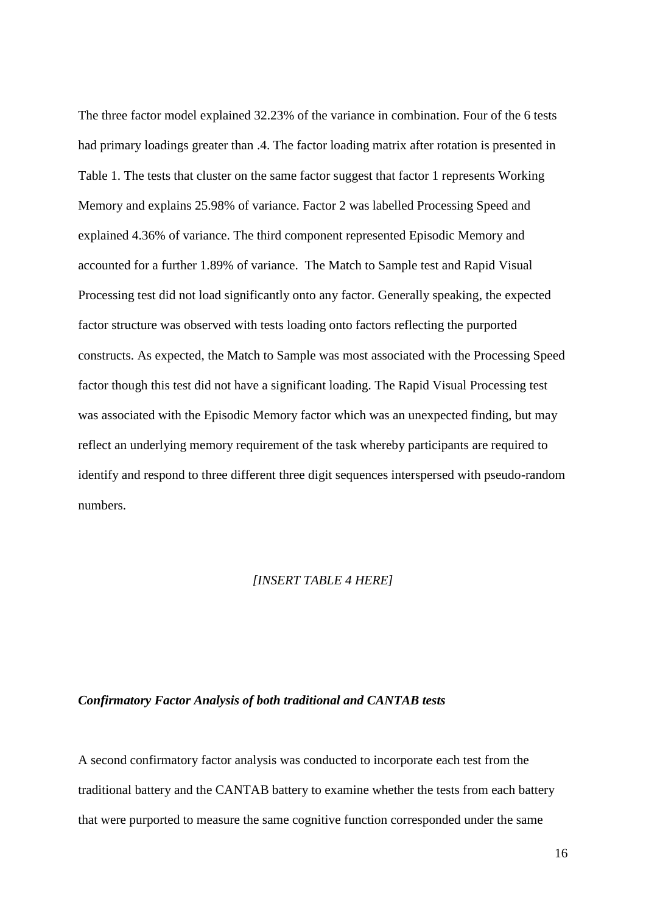The three factor model explained 32.23% of the variance in combination. Four of the 6 tests had primary loadings greater than .4. The factor loading matrix after rotation is presented in Table 1. The tests that cluster on the same factor suggest that factor 1 represents Working Memory and explains 25.98% of variance. Factor 2 was labelled Processing Speed and explained 4.36% of variance. The third component represented Episodic Memory and accounted for a further 1.89% of variance. The Match to Sample test and Rapid Visual Processing test did not load significantly onto any factor. Generally speaking, the expected factor structure was observed with tests loading onto factors reflecting the purported constructs. As expected, the Match to Sample was most associated with the Processing Speed factor though this test did not have a significant loading. The Rapid Visual Processing test was associated with the Episodic Memory factor which was an unexpected finding, but may reflect an underlying memory requirement of the task whereby participants are required to identify and respond to three different three digit sequences interspersed with pseudo-random numbers.

*[INSERT TABLE 4 HERE]*

### *Confirmatory Factor Analysis of both traditional and CANTAB tests*

A second confirmatory factor analysis was conducted to incorporate each test from the traditional battery and the CANTAB battery to examine whether the tests from each battery that were purported to measure the same cognitive function corresponded under the same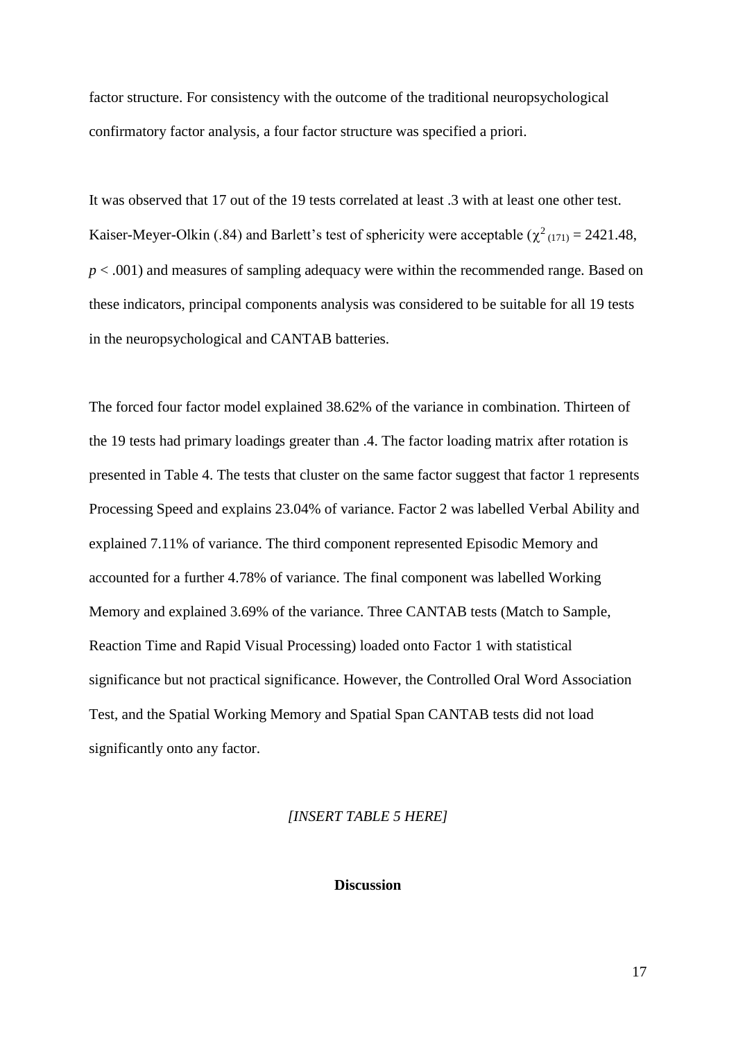factor structure. For consistency with the outcome of the traditional neuropsychological confirmatory factor analysis, a four factor structure was specified a priori.

It was observed that 17 out of the 19 tests correlated at least .3 with at least one other test. Kaiser-Meyer-Olkin (.84) and Barlett's test of sphericity were acceptable ($\chi^2_{(171)} = 2421.48$, $p < .001$) and measures of sampling adequacy were within the recommended range. Based on these indicators, principal components analysis was considered to be suitable for all 19 tests in the neuropsychological and CANTAB batteries.

The forced four factor model explained 38.62% of the variance in combination. Thirteen of the 19 tests had primary loadings greater than .4. The factor loading matrix after rotation is presented in Table 4. The tests that cluster on the same factor suggest that factor 1 represents Processing Speed and explains 23.04% of variance. Factor 2 was labelled Verbal Ability and explained 7.11% of variance. The third component represented Episodic Memory and accounted for a further 4.78% of variance. The final component was labelled Working Memory and explained 3.69% of the variance. Three CANTAB tests (Match to Sample, Reaction Time and Rapid Visual Processing) loaded onto Factor 1 with statistical significance but not practical significance. However, the Controlled Oral Word Association Test, and the Spatial Working Memory and Spatial Span CANTAB tests did not load significantly onto any factor.

*[INSERT TABLE 5 HERE]*

## Discussion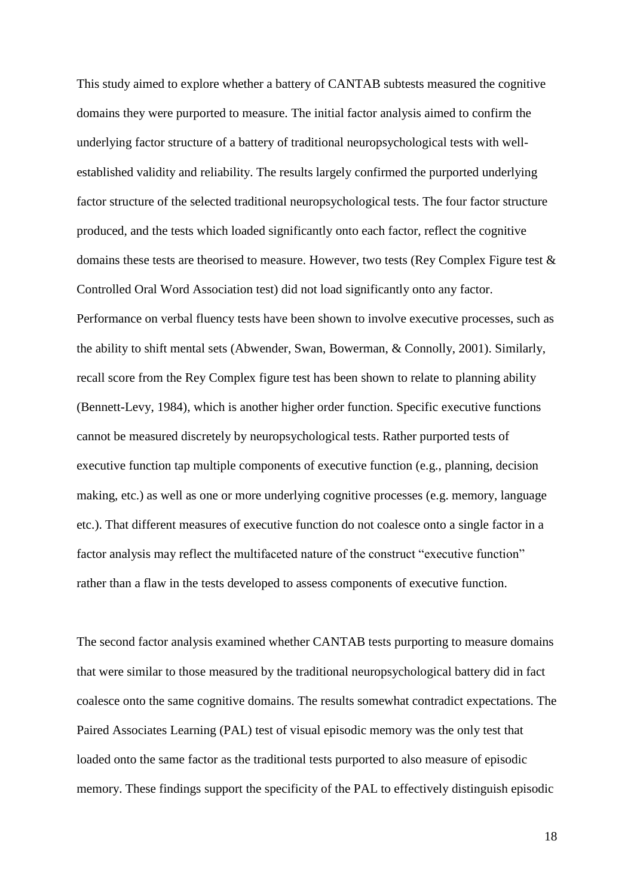This study aimed to explore whether a battery of CANTAB subtests measured the cognitive domains they were purported to measure. The initial factor analysis aimed to confirm the underlying factor structure of a battery of traditional neuropsychological tests with well-established validity and reliability. The results largely confirmed the purported underlying factor structure of the selected traditional neuropsychological tests. The four factor structure produced, and the tests which loaded significantly onto each factor, reflect the cognitive domains these tests are theorised to measure. However, two tests (Rey Complex Figure test & Controlled Oral Word Association test) did not load significantly onto any factor. Performance on verbal fluency tests have been shown to involve executive processes, such as the ability to shift mental sets (Abwender, Swan, Bowerman, & Connolly, 2001). Similarly, recall score from the Rey Complex figure test has been shown to relate to planning ability (Bennett-Levy, 1984), which is another higher order function. Specific executive functions cannot be measured discretely by neuropsychological tests. Rather purported tests of executive function tap multiple components of executive function (e.g., planning, decision making, etc.) as well as one or more underlying cognitive processes (e.g. memory, language etc.). That different measures of executive function do not coalesce onto a single factor in a factor analysis may reflect the multifaceted nature of the construct "executive function" rather than a flaw in the tests developed to assess components of executive function.

The second factor analysis examined whether CANTAB tests purporting to measure domains that were similar to those measured by the traditional neuropsychological battery did in fact coalesce onto the same cognitive domains. The results somewhat contradict expectations. The Paired Associates Learning (PAL) test of visual episodic memory was the only test that loaded onto the same factor as the traditional tests purported to also measure of episodic memory. These findings support the specificity of the PAL to effectively distinguish episodic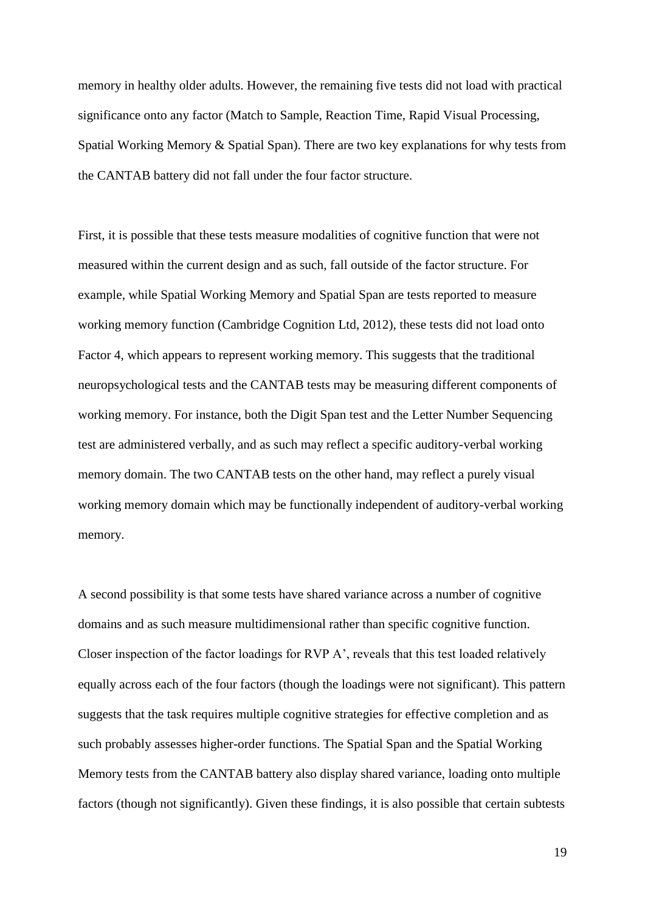memory in healthy older adults. However, the remaining five tests did not load with practical significance onto any factor (Match to Sample, Reaction Time, Rapid Visual Processing, Spatial Working Memory & Spatial Span). There are two key explanations for why tests from the CANTAB battery did not fall under the four factor structure.

First, it is possible that these tests measure modalities of cognitive function that were not measured within the current design and as such, fall outside of the factor structure. For example, while Spatial Working Memory and Spatial Span are tests reported to measure working memory function (Cambridge Cognition Ltd, 2012), these tests did not load onto Factor 4, which appears to represent working memory. This suggests that the traditional neuropsychological tests and the CANTAB tests may be measuring different components of working memory. For instance, both the Digit Span test and the Letter Number Sequencing test are administered verbally, and as such may reflect a specific auditory-verbal working memory domain. The two CANTAB tests on the other hand, may reflect a purely visual working memory domain which may be functionally independent of auditory-verbal working memory.

A second possibility is that some tests have shared variance across a number of cognitive domains and as such measure multidimensional rather than specific cognitive function. Closer inspection of the factor loadings for RVP A', reveals that this test loaded relatively equally across each of the four factors (though the loadings were not significant). This pattern suggests that the task requires multiple cognitive strategies for effective completion and as such probably assesses higher-order functions. The Spatial Span and the Spatial Working Memory tests from the CANTAB battery also display shared variance, loading onto multiple factors (though not significantly). Given these findings, it is also possible that certain subtests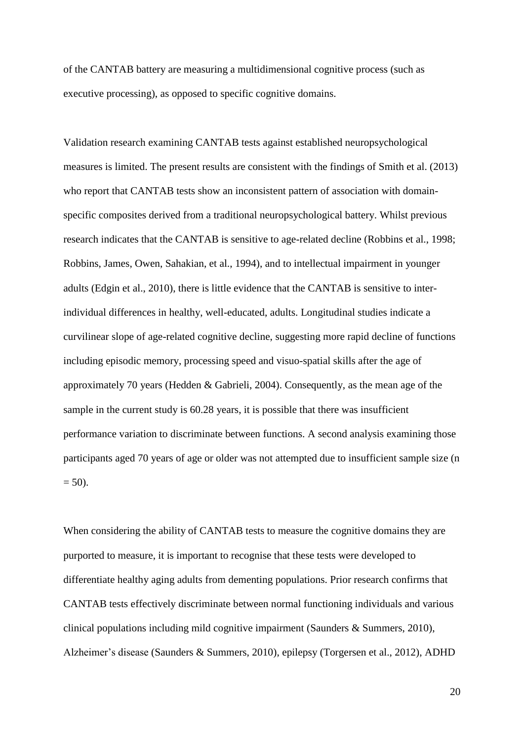of the CANTAB battery are measuring a multidimensional cognitive process (such as executive processing), as opposed to specific cognitive domains.

Validation research examining CANTAB tests against established neuropsychological measures is limited. The present results are consistent with the findings of Smith et al. (2013) who report that CANTAB tests show an inconsistent pattern of association with domain-specific composites derived from a traditional neuropsychological battery. Whilst previous research indicates that the CANTAB is sensitive to age-related decline (Robbins et al., 1998; Robbins, James, Owen, Sahakian, et al., 1994), and to intellectual impairment in younger adults (Edgin et al., 2010), there is little evidence that the CANTAB is sensitive to inter-individual differences in healthy, well-educated, adults. Longitudinal studies indicate a curvilinear slope of age-related cognitive decline, suggesting more rapid decline of functions including episodic memory, processing speed and visuo-spatial skills after the age of approximately 70 years (Hedden & Gabrieli, 2004). Consequently, as the mean age of the sample in the current study is 60.28 years, it is possible that there was insufficient performance variation to discriminate between functions. A second analysis examining those participants aged 70 years of age or older was not attempted due to insufficient sample size (n = 50).

When considering the ability of CANTAB tests to measure the cognitive domains they are purported to measure, it is important to recognise that these tests were developed to differentiate healthy aging adults from dementing populations. Prior research confirms that CANTAB tests effectively discriminate between normal functioning individuals and various clinical populations including mild cognitive impairment (Saunders & Summers, 2010), Alzheimer's disease (Saunders & Summers, 2010), epilepsy (Torgersen et al., 2012), ADHD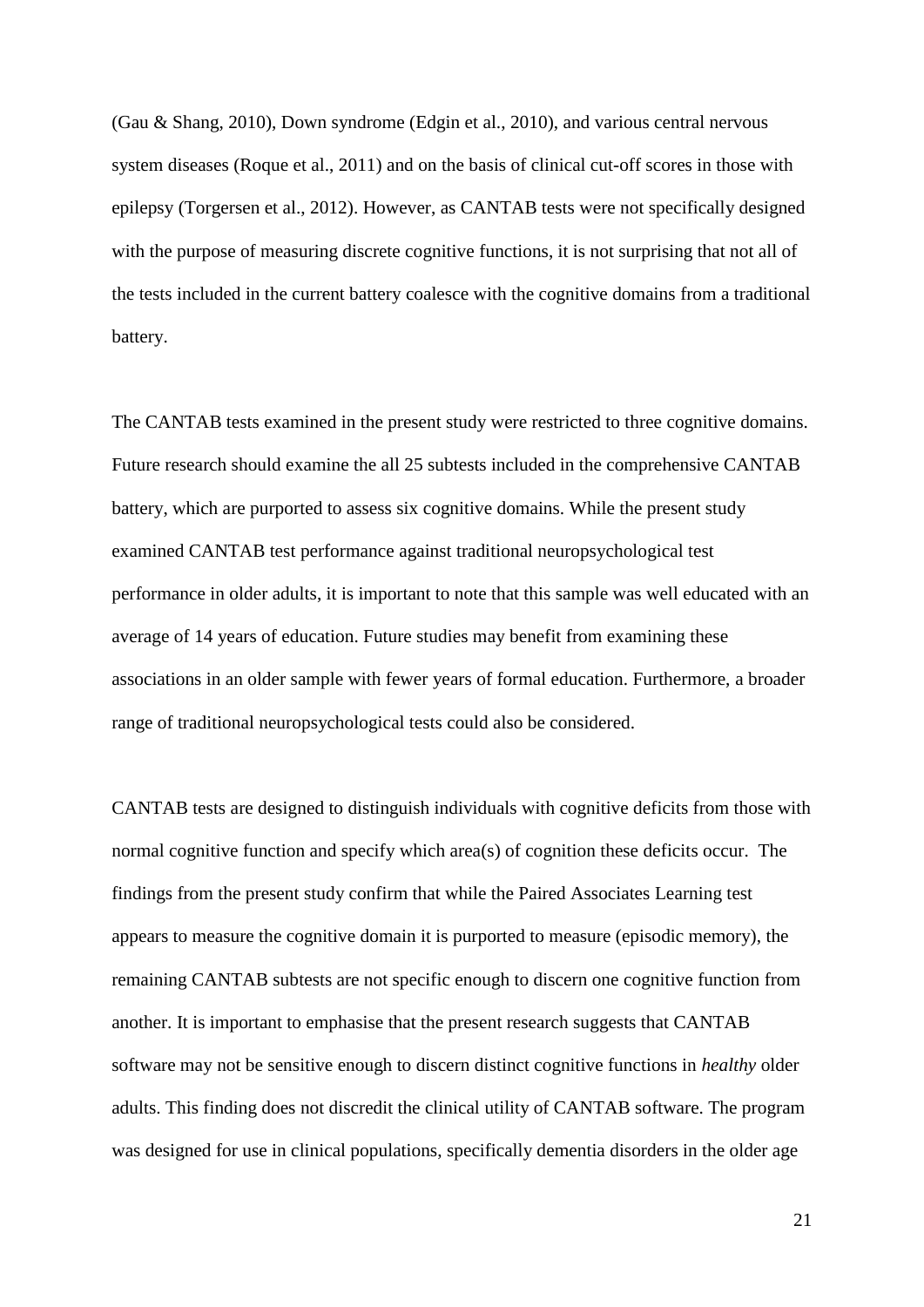(Gau & Shang, 2010), Down syndrome (Edgin et al., 2010), and various central nervous system diseases (Roque et al., 2011) and on the basis of clinical cut-off scores in those with epilepsy (Torgersen et al., 2012). However, as CANTAB tests were not specifically designed with the purpose of measuring discrete cognitive functions, it is not surprising that not all of the tests included in the current battery coalesce with the cognitive domains from a traditional battery.

The CANTAB tests examined in the present study were restricted to three cognitive domains. Future research should examine the all 25 subtests included in the comprehensive CANTAB battery, which are purported to assess six cognitive domains. While the present study examined CANTAB test performance against traditional neuropsychological test performance in older adults, it is important to note that this sample was well educated with an average of 14 years of education. Future studies may benefit from examining these associations in an older sample with fewer years of formal education. Furthermore, a broader range of traditional neuropsychological tests could also be considered.

CANTAB tests are designed to distinguish individuals with cognitive deficits from those with normal cognitive function and specify which area(s) of cognition these deficits occur. The findings from the present study confirm that while the Paired Associates Learning test appears to measure the cognitive domain it is purported to measure (episodic memory), the remaining CANTAB subtests are not specific enough to discern one cognitive function from another. It is important to emphasise that the present research suggests that CANTAB software may not be sensitive enough to discern distinct cognitive functions in *healthy* older adults. This finding does not discredit the clinical utility of CANTAB software. The program was designed for use in clinical populations, specifically dementia disorders in the older age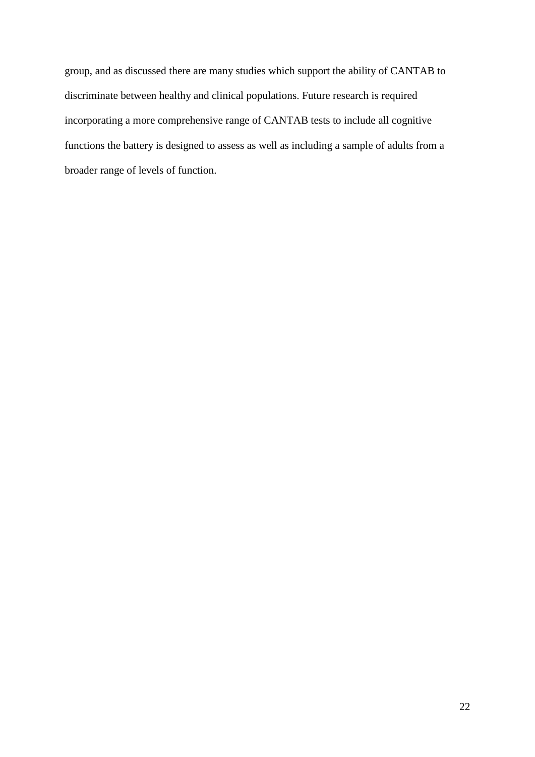group, and as discussed there are many studies which support the ability of CANTAB to discriminate between healthy and clinical populations. Future research is required incorporating a more comprehensive range of CANTAB tests to include all cognitive functions the battery is designed to assess as well as including a sample of adults from a broader range of levels of function.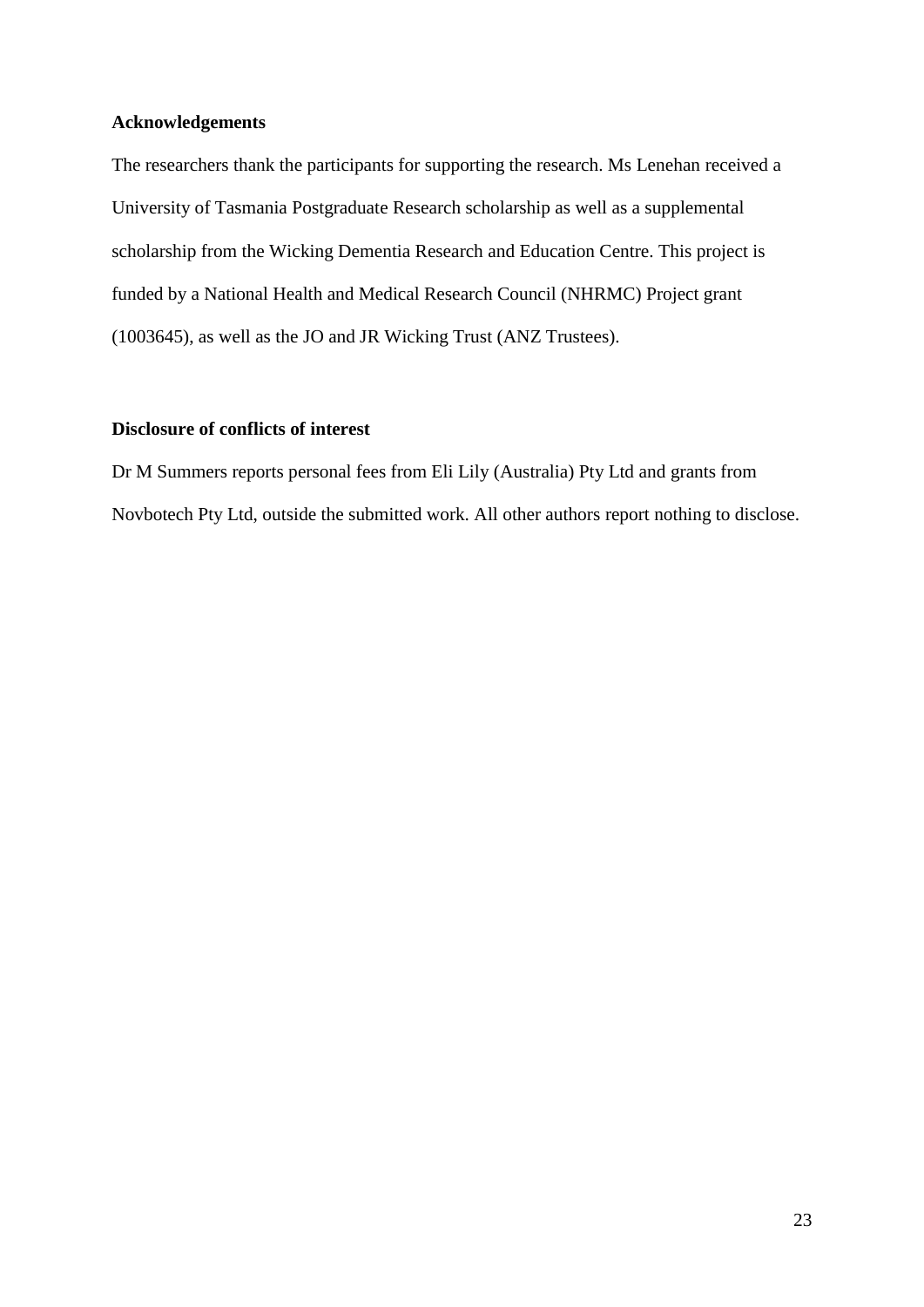**Acknowledgements**

The researchers thank the participants for supporting the research. Ms Lenehan received a University of Tasmania Postgraduate Research scholarship as well as a supplemental scholarship from the Wicking Dementia Research and Education Centre. This project is funded by a National Health and Medical Research Council (NHRMC) Project grant (1003645), as well as the JO and JR Wicking Trust (ANZ Trustees).

**Disclosure of conflicts of interest**

Dr M Summers reports personal fees from Eli Lily (Australia) Pty Ltd and grants from Novbotech Pty Ltd, outside the submitted work. All other authors report nothing to disclose.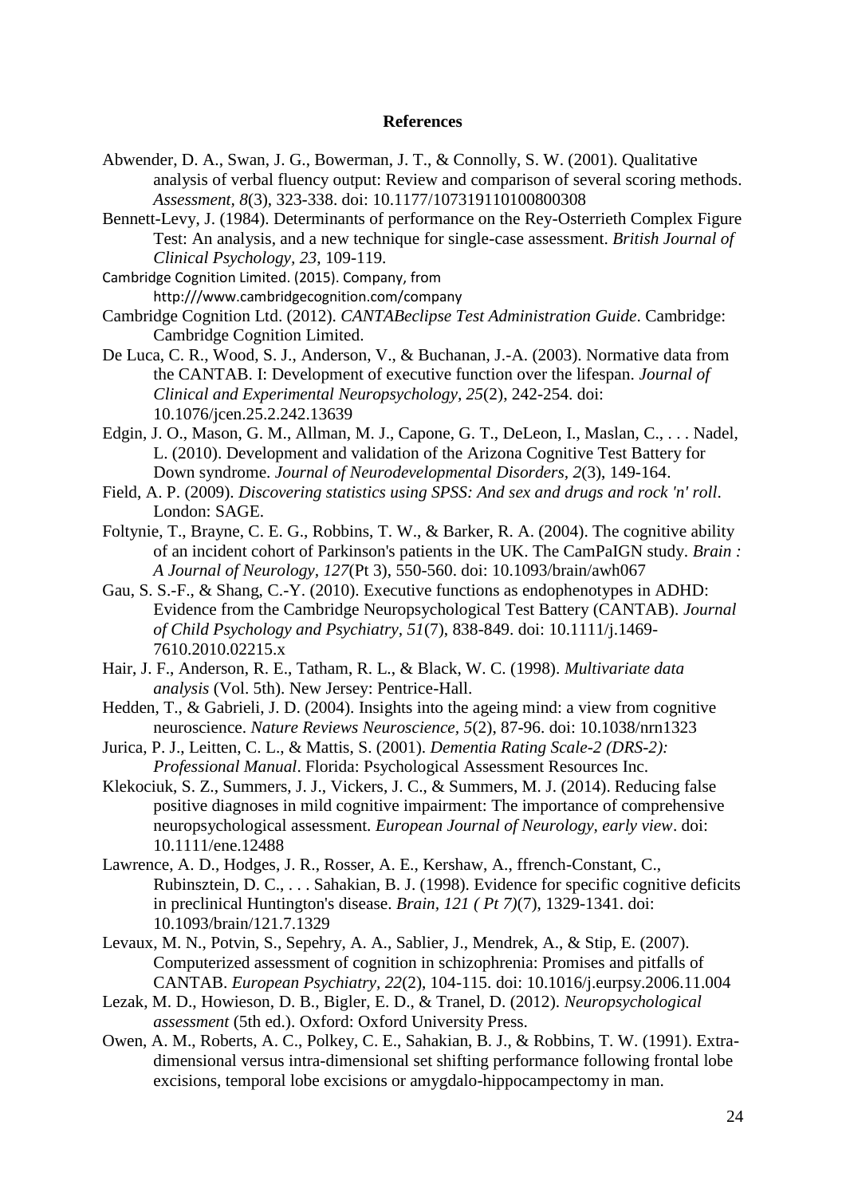## References

Abwender, D. A., Swan, J. G., Bowerman, J. T., & Connolly, S. W. (2001). Qualitative analysis of verbal fluency output: Review and comparison of several scoring methods. *Assessment, 8*(3), 323-338. doi: 10.1177/107319110100800308

Bennett-Levy, J. (1984). Determinants of performance on the Rey-Osterrieth Complex Figure Test: An analysis, and a new technique for single-case assessment. *British Journal of Clinical Psychology, 23*, 109-119.

Cambridge Cognition Limited. (2015). Company, from http:///www.cambridgecognition.com/company

Cambridge Cognition Ltd. (2012). *CANTABeclipse Test Administration Guide*. Cambridge: Cambridge Cognition Limited.

De Luca, C. R., Wood, S. J., Anderson, V., & Buchanan, J.-A. (2003). Normative data from the CANTAB. I: Development of executive function over the lifespan. *Journal of Clinical and Experimental Neuropsychology, 25*(2), 242-254. doi: 10.1076/jcen.25.2.242.13639

Edgin, J. O., Mason, G. M., Allman, M. J., Capone, G. T., DeLeon, I., Maslan, C., . . . Nadel, L. (2010). Development and validation of the Arizona Cognitive Test Battery for Down syndrome. *Journal of Neurodevelopmental Disorders, 2*(3), 149-164.

Field, A. P. (2009). *Discovering statistics using SPSS: And sex and drugs and rock 'n' roll*. London: SAGE.

Foltynie, T., Brayne, C. E. G., Robbins, T. W., & Barker, R. A. (2004). The cognitive ability of an incident cohort of Parkinson's patients in the UK. The CamPaIGN study. *Brain : A Journal of Neurology, 127*(Pt 3), 550-560. doi: 10.1093/brain/awh067

Gau, S. S.-F., & Shang, C.-Y. (2010). Executive functions as endophenotypes in ADHD: Evidence from the Cambridge Neuropsychological Test Battery (CANTAB). *Journal of Child Psychology and Psychiatry, 51*(7), 838-849. doi: 10.1111/j.1469-7610.2010.02215.x

Hair, J. F., Anderson, R. E., Tatham, R. L., & Black, W. C. (1998). *Multivariate data analysis* (Vol. 5th). New Jersey: Pentrice-Hall.

Hedden, T., & Gabrieli, J. D. (2004). Insights into the ageing mind: a view from cognitive neuroscience. *Nature Reviews Neuroscience, 5*(2), 87-96. doi: 10.1038/nrn1323

Jurica, P. J., Leitten, C. L., & Mattis, S. (2001). *Dementia Rating Scale-2 (DRS-2): Professional Manual*. Florida: Psychological Assessment Resources Inc.

Klekociuk, S. Z., Summers, J. J., Vickers, J. C., & Summers, M. J. (2014). Reducing false positive diagnoses in mild cognitive impairment: The importance of comprehensive neuropsychological assessment. *European Journal of Neurology, early view*. doi: 10.1111/ene.12488

Lawrence, A. D., Hodges, J. R., Rosser, A. E., Kershaw, A., ffrench-Constant, C., Rubinsztein, D. C., . . . Sahakian, B. J. (1998). Evidence for specific cognitive deficits in preclinical Huntington's disease. *Brain, 121 ( Pt 7)*(7), 1329-1341. doi: 10.1093/brain/121.7.1329

Levaux, M. N., Potvin, S., Sepehry, A. A., Sablier, J., Mendrek, A., & Stip, E. (2007). Computerized assessment of cognition in schizophrenia: Promises and pitfalls of CANTAB. *European Psychiatry, 22*(2), 104-115. doi: 10.1016/j.eurpsy.2006.11.004

Lezak, M. D., Howieson, D. B., Bigler, E. D., & Tranel, D. (2012). *Neuropsychological assessment* (5th ed.). Oxford: Oxford University Press.

Owen, A. M., Roberts, A. C., Polkey, C. E., Sahakian, B. J., & Robbins, T. W. (1991). Extra-dimensional versus intra-dimensional set shifting performance following frontal lobe excisions, temporal lobe excisions or amygdalo-hippocampectomy in man.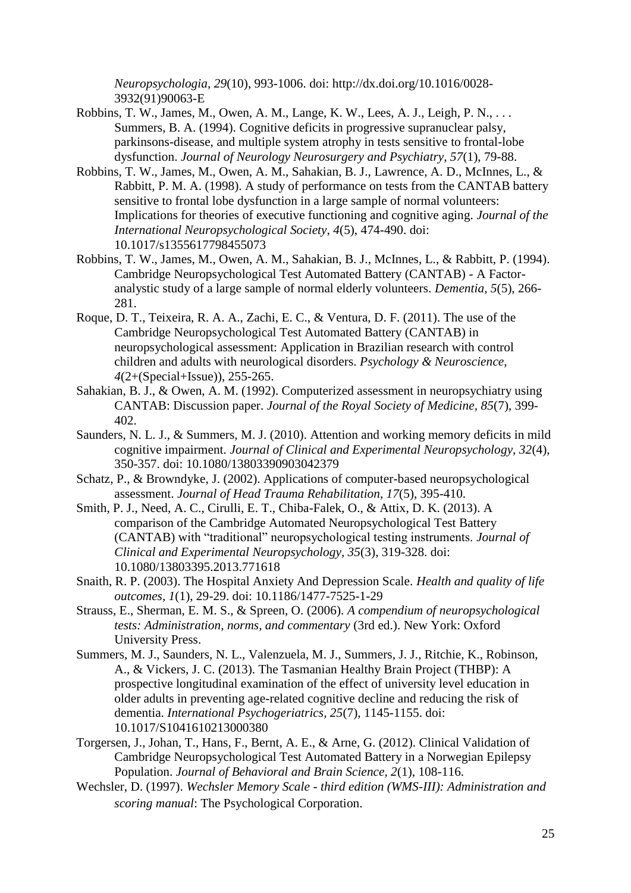*Neuropsychologia, 29*(10), 993-1006. doi: http://dx.doi.org/10.1016/0028-3932(91)90063-E

Robbins, T. W., James, M., Owen, A. M., Lange, K. W., Lees, A. J., Leigh, P. N., . . . Summers, B. A. (1994). Cognitive deficits in progressive supranuclear palsy, parkinsons-disease, and multiple system atrophy in tests sensitive to frontal-lobe dysfunction. *Journal of Neurology Neurosurgery and Psychiatry, 57*(1), 79-88.

Robbins, T. W., James, M., Owen, A. M., Sahakian, B. J., Lawrence, A. D., McInnes, L., & Rabbitt, P. M. A. (1998). A study of performance on tests from the CANTAB battery sensitive to frontal lobe dysfunction in a large sample of normal volunteers: Implications for theories of executive functioning and cognitive aging. *Journal of the International Neuropsychological Society, 4*(5), 474-490. doi: 10.1017/s1355617798455073

Robbins, T. W., James, M., Owen, A. M., Sahakian, B. J., McInnes, L., & Rabbitt, P. (1994). Cambridge Neuropsychological Test Automated Battery (CANTAB) - A Factor-analystic study of a large sample of normal elderly volunteers. *Dementia, 5*(5), 266-281.

Roque, D. T., Teixeira, R. A. A., Zachi, E. C., & Ventura, D. F. (2011). The use of the Cambridge Neuropsychological Test Automated Battery (CANTAB) in neuropsychological assessment: Application in Brazilian research with control children and adults with neurological disorders. *Psychology & Neuroscience, 4*(2+(Special+Issue)), 255-265.

Sahakian, B. J., & Owen, A. M. (1992). Computerized assessment in neuropsychiatry using CANTAB: Discussion paper. *Journal of the Royal Society of Medicine, 85*(7), 399-402.

Saunders, N. L. J., & Summers, M. J. (2010). Attention and working memory deficits in mild cognitive impairment. *Journal of Clinical and Experimental Neuropsychology, 32*(4), 350-357. doi: 10.1080/13803390903042379

Schatz, P., & Browndyke, J. (2002). Applications of computer-based neuropsychological assessment. *Journal of Head Trauma Rehabilitation, 17*(5), 395-410.

Smith, P. J., Need, A. C., Cirulli, E. T., Chiba-Falek, O., & Attix, D. K. (2013). A comparison of the Cambridge Automated Neuropsychological Test Battery (CANTAB) with "traditional" neuropsychological testing instruments. *Journal of Clinical and Experimental Neuropsychology, 35*(3), 319-328. doi: 10.1080/13803395.2013.771618

Snaith, R. P. (2003). The Hospital Anxiety And Depression Scale. *Health and quality of life outcomes, 1*(1), 29-29. doi: 10.1186/1477-7525-1-29

Strauss, E., Sherman, E. M. S., & Spreen, O. (2006). *A compendium of neuropsychological tests: Administration, norms, and commentary* (3rd ed.). New York: Oxford University Press.

Summers, M. J., Saunders, N. L., Valenzuela, M. J., Summers, J. J., Ritchie, K., Robinson, A., & Vickers, J. C. (2013). The Tasmanian Healthy Brain Project (THBP): A prospective longitudinal examination of the effect of university level education in older adults in preventing age-related cognitive decline and reducing the risk of dementia. *International Psychogeriatrics, 25*(7), 1145-1155. doi: 10.1017/S1041610213000380

Torgersen, J., Johan, T., Hans, F., Bernt, A. E., & Arne, G. (2012). Clinical Validation of Cambridge Neuropsychological Test Automated Battery in a Norwegian Epilepsy Population. *Journal of Behavioral and Brain Science, 2*(1), 108-116.

Wechsler, D. (1997). *Wechsler Memory Scale - third edition (WMS-III): Administration and scoring manual*: The Psychological Corporation.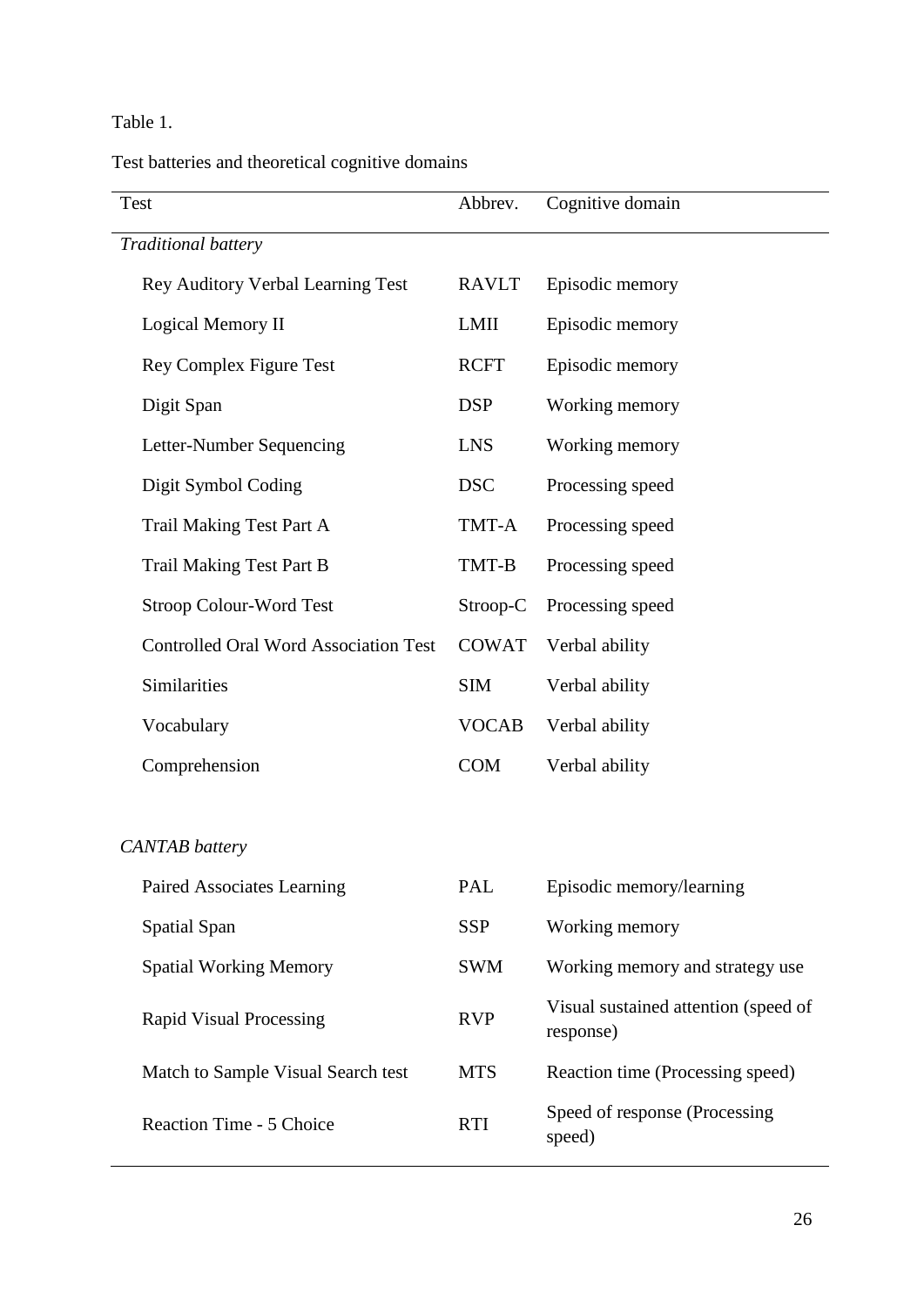Table 1.

Test batteries and theoretical cognitive domains

| Test | Abbrev. | Cognitive domain |
|---|---|---|
| *Traditional battery* | | |
| Rey Auditory Verbal Learning Test | RAVLT | Episodic memory |
| Logical Memory II | LMII | Episodic memory |
| Rey Complex Figure Test | RCFT | Episodic memory |
| Digit Span | DSP | Working memory |
| Letter-Number Sequencing | LNS | Working memory |
| Digit Symbol Coding | DSC | Processing speed |
| Trail Making Test Part A | TMT-A | Processing speed |
| Trail Making Test Part B | TMT-B | Processing speed |
| Stroop Colour-Word Test | Stroop-C | Processing speed |
| Controlled Oral Word Association Test | COWAT | Verbal ability |
| Similarities | SIM | Verbal ability |
| Vocabulary | VOCAB | Verbal ability |
| Comprehension | COM | Verbal ability |
| *CANTAB battery* | | |
| Paired Associates Learning | PAL | Episodic memory/learning |
| Spatial Span | SSP | Working memory |
| Spatial Working Memory | SWM | Working memory and strategy use |
| Rapid Visual Processing | RVP | Visual sustained attention (speed of response) |
| Match to Sample Visual Search test | MTS | Reaction time (Processing speed) |
| Reaction Time - 5 Choice | RTI | Speed of response (Processing speed) |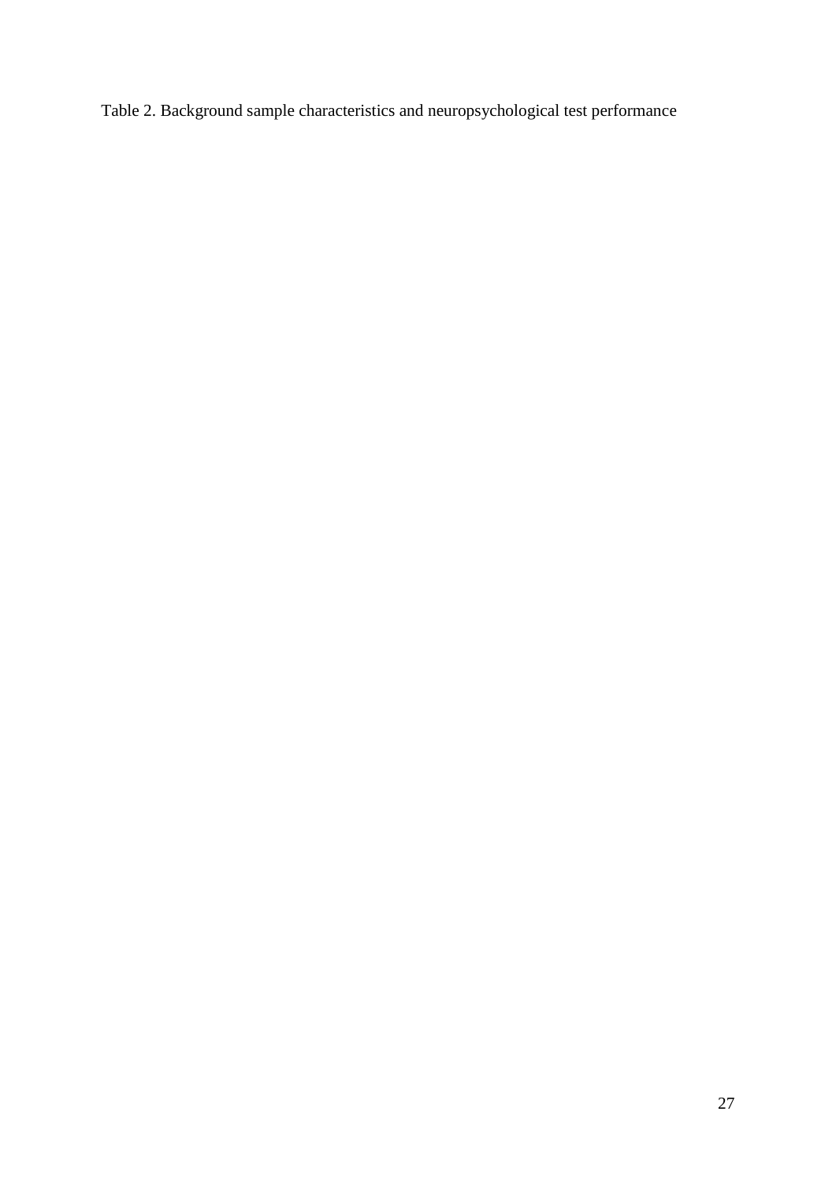Table 2. Background sample characteristics and neuropsychological test performance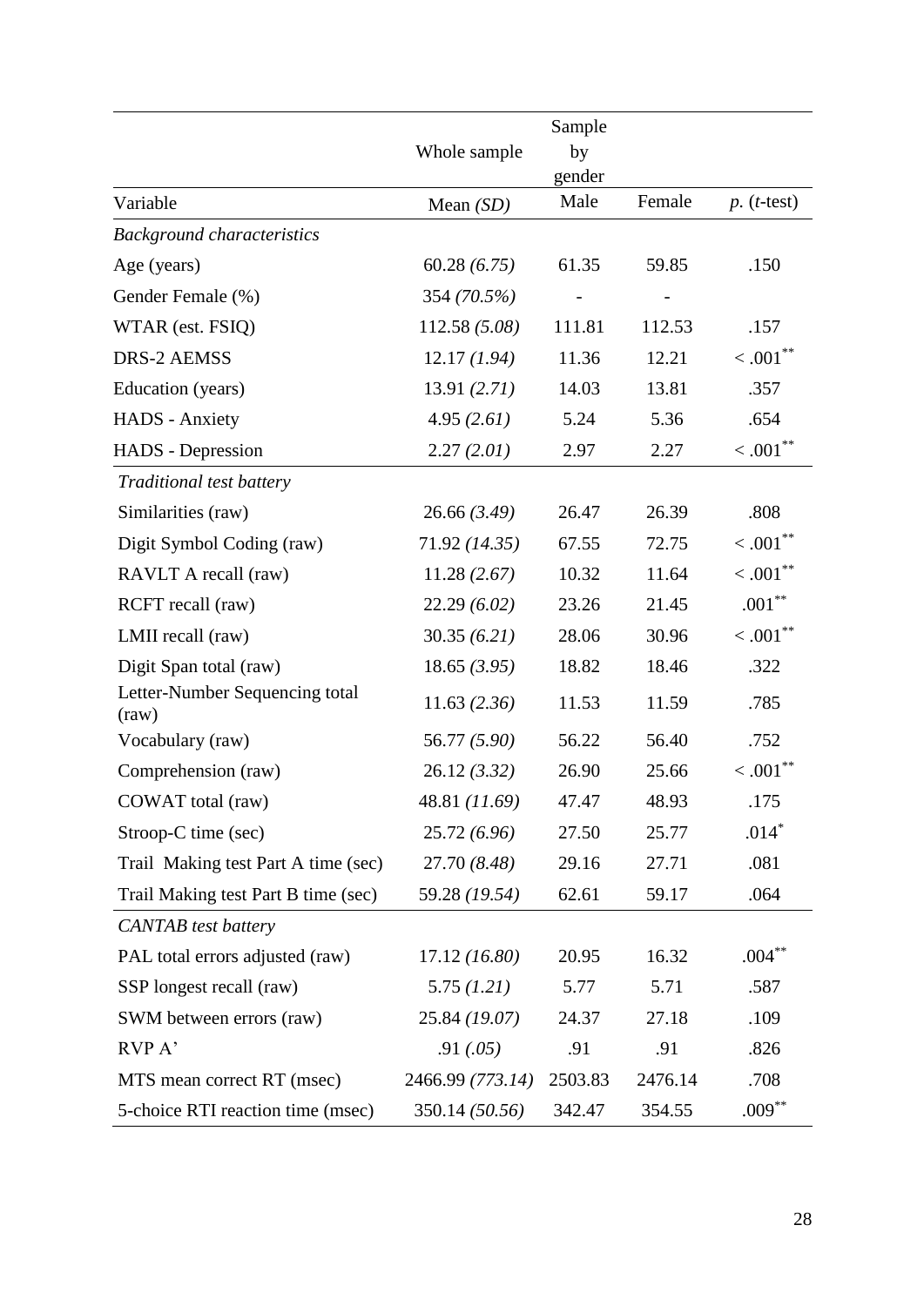| Variable | Whole sample Mean *(SD)* | Sample by gender Male | Female | *p.* (*t*-test) |
|---|---|---|---|---|
| *Background characteristics* | | | | |
| Age (years) | 60.28 *(6.75)* | 61.35 | 59.85 | .150 |
| Gender Female (%) | 354 *(70.5%)* | - | - | |
| WTAR (est. FSIQ) | 112.58 *(5.08)* | 111.81 | 112.53 | .157 |
| DRS-2 AEMSS | 12.17 *(1.94)* | 11.36 | 12.21 | < .001** |
| Education (years) | 13.91 *(2.71)* | 14.03 | 13.81 | .357 |
| HADS - Anxiety | 4.95 *(2.61)* | 5.24 | 5.36 | .654 |
| HADS - Depression | 2.27 *(2.01)* | 2.97 | 2.27 | < .001** |
| *Traditional test battery* | | | | |
| Similarities (raw) | 26.66 *(3.49)* | 26.47 | 26.39 | .808 |
| Digit Symbol Coding (raw) | 71.92 *(14.35)* | 67.55 | 72.75 | < .001** |
| RAVLT A recall (raw) | 11.28 *(2.67)* | 10.32 | 11.64 | < .001** |
| RCFT recall (raw) | 22.29 *(6.02)* | 23.26 | 21.45 | .001** |
| LMII recall (raw) | 30.35 *(6.21)* | 28.06 | 30.96 | < .001** |
| Digit Span total (raw) | 18.65 *(3.95)* | 18.82 | 18.46 | .322 |
| Letter-Number Sequencing total (raw) | 11.63 *(2.36)* | 11.53 | 11.59 | .785 |
| Vocabulary (raw) | 56.77 *(5.90)* | 56.22 | 56.40 | .752 |
| Comprehension (raw) | 26.12 *(3.32)* | 26.90 | 25.66 | < .001** |
| COWAT total (raw) | 48.81 *(11.69)* | 47.47 | 48.93 | .175 |
| Stroop-C time (sec) | 25.72 *(6.96)* | 27.50 | 25.77 | .014* |
| Trail Making test Part A time (sec) | 27.70 *(8.48)* | 29.16 | 27.71 | .081 |
| Trail Making test Part B time (sec) | 59.28 *(19.54)* | 62.61 | 59.17 | .064 |
| *CANTAB test battery* | | | | |
| PAL total errors adjusted (raw) | 17.12 *(16.80)* | 20.95 | 16.32 | .004** |
| SSP longest recall (raw) | 5.75 *(1.21)* | 5.77 | 5.71 | .587 |
| SWM between errors (raw) | 25.84 *(19.07)* | 24.37 | 27.18 | .109 |
| RVP A' | .91 *(.05)* | .91 | .91 | .826 |
| MTS mean correct RT (msec) | 2466.99 *(773.14)* | 2503.83 | 2476.14 | .708 |
| 5-choice RTI reaction time (msec) | 350.14 *(50.56)* | 342.47 | 354.55 | .009** |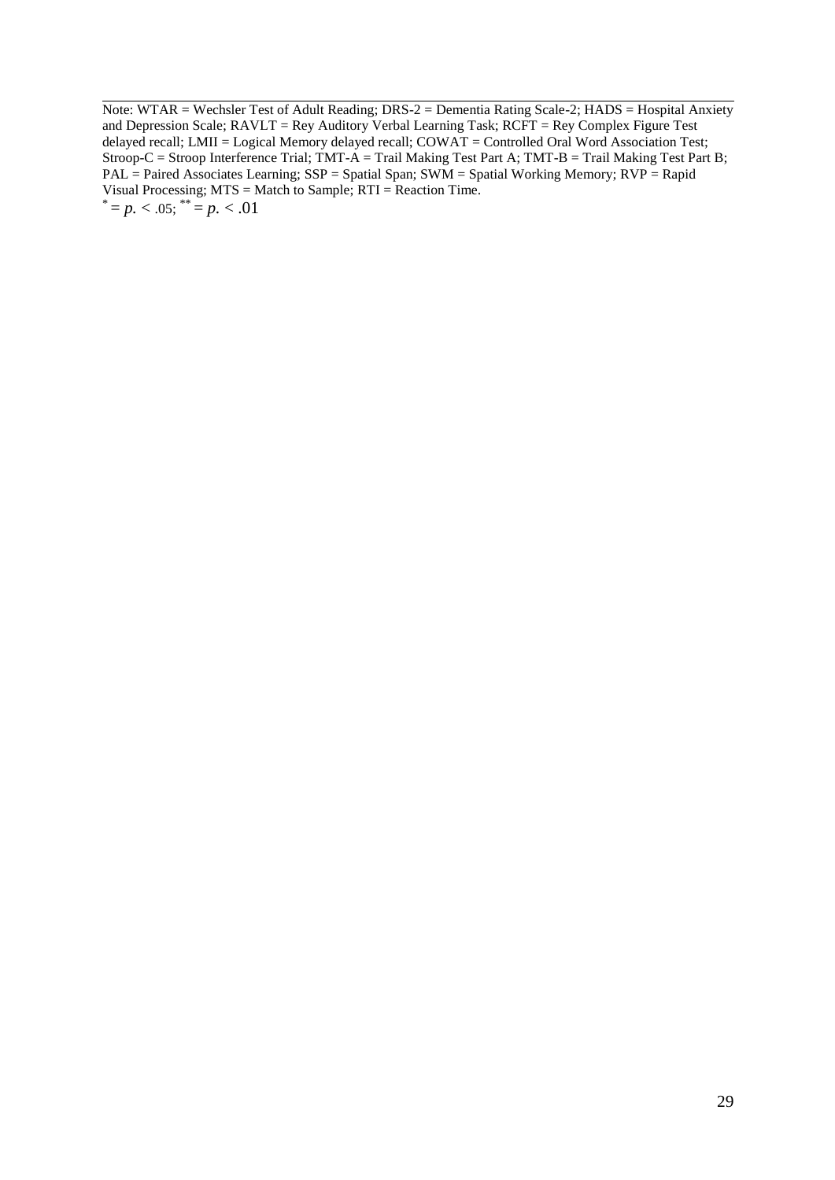Note: WTAR = Wechsler Test of Adult Reading; DRS-2 = Dementia Rating Scale-2; HADS = Hospital Anxiety and Depression Scale; RAVLT = Rey Auditory Verbal Learning Task; RCFT = Rey Complex Figure Test delayed recall; LMII = Logical Memory delayed recall; COWAT = Controlled Oral Word Association Test; Stroop-C = Stroop Interference Trial; TMT-A = Trail Making Test Part A; TMT-B = Trail Making Test Part B; PAL = Paired Associates Learning; SSP = Spatial Span; SWM = Spatial Working Memory; RVP = Rapid Visual Processing; MTS = Match to Sample; RTI = Reaction Time.

$^{*}$ = *p.* < .05; $^{**}$ = *p.* < .01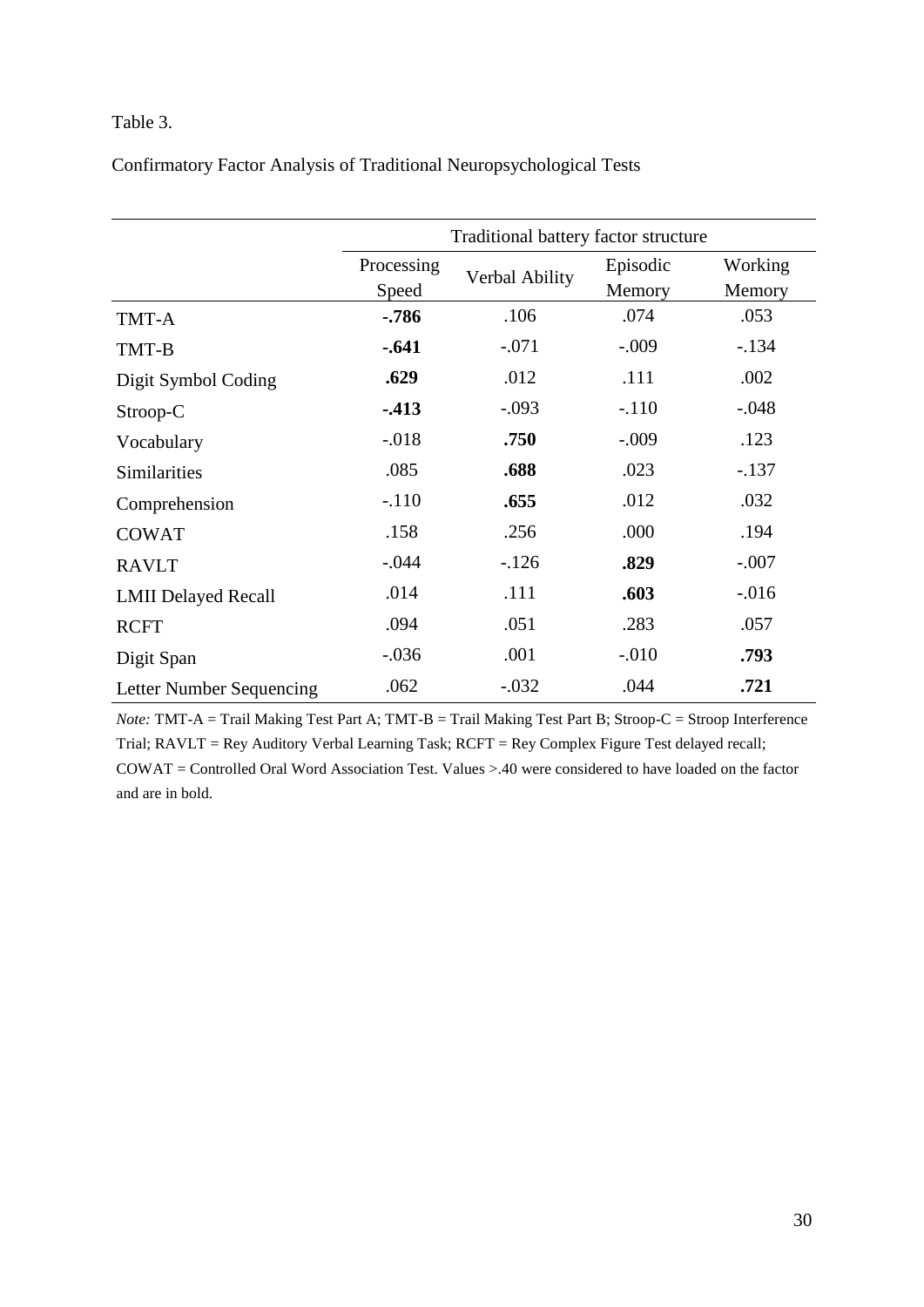Table 3.

Confirmatory Factor Analysis of Traditional Neuropsychological Tests

| | Traditional battery factor structure | | | |
|---|---|---|---|---|
| | Processing Speed | Verbal Ability | Episodic Memory | Working Memory |
| TMT-A | **-.786** | .106 | .074 | .053 |
| TMT-B | **-.641** | -.071 | -.009 | -.134 |
| Digit Symbol Coding | **.629** | .012 | .111 | .002 |
| Stroop-C | **-.413** | -.093 | -.110 | -.048 |
| Vocabulary | -.018 | **.750** | -.009 | .123 |
| Similarities | .085 | **.688** | .023 | -.137 |
| Comprehension | -.110 | **.655** | .012 | .032 |
| COWAT | .158 | .256 | .000 | .194 |
| RAVLT | -.044 | -.126 | **.829** | -.007 |
| LMII Delayed Recall | .014 | .111 | **.603** | -.016 |
| RCFT | .094 | .051 | .283 | .057 |
| Digit Span | -.036 | .001 | -.010 | **.793** |
| Letter Number Sequencing | .062 | -.032 | .044 | **.721** |

*Note:* TMT-A = Trail Making Test Part A; TMT-B = Trail Making Test Part B; Stroop-C = Stroop Interference Trial; RAVLT = Rey Auditory Verbal Learning Task; RCFT = Rey Complex Figure Test delayed recall; COWAT = Controlled Oral Word Association Test. Values >.40 were considered to have loaded on the factor and are in bold.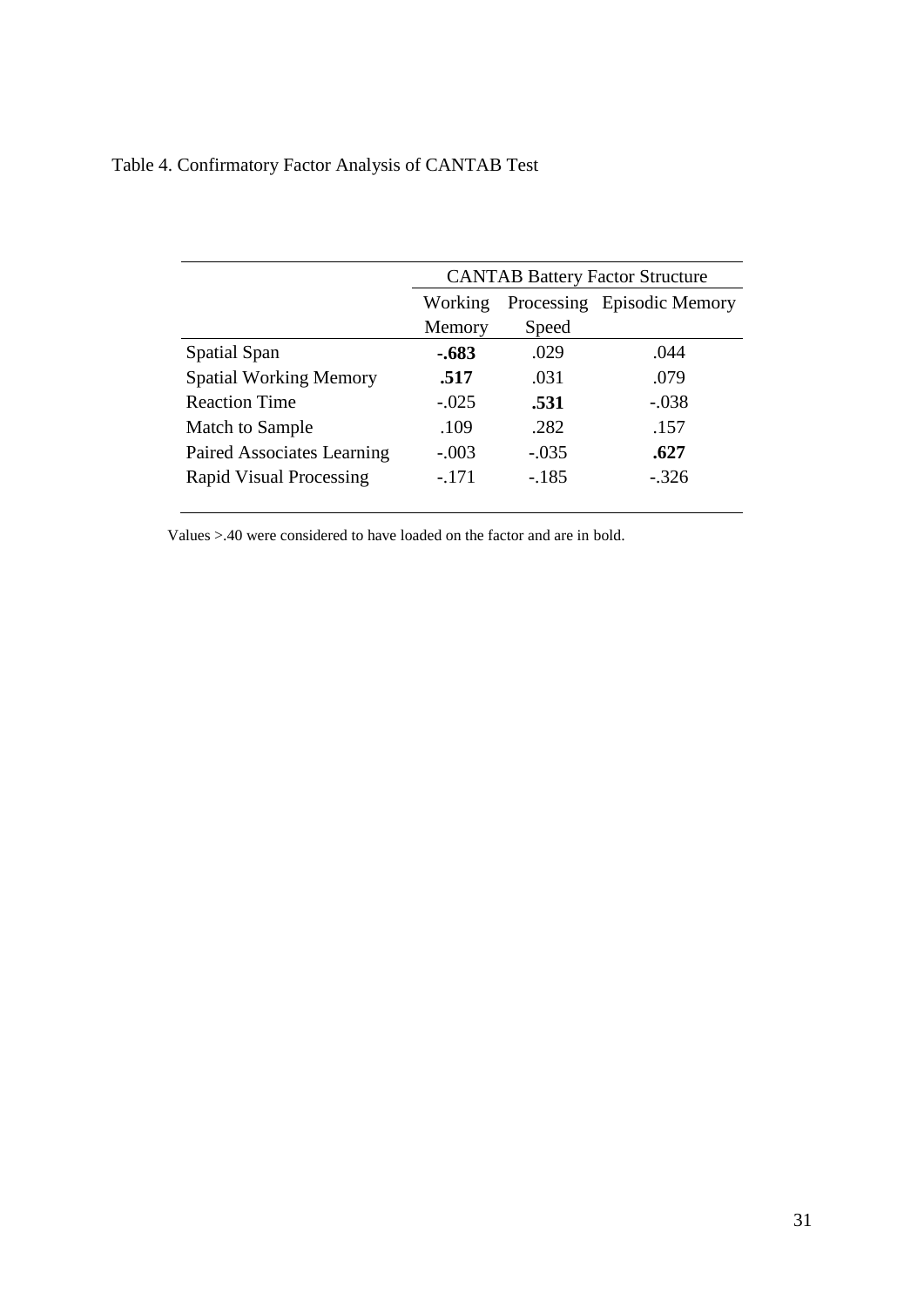Table 4. Confirmatory Factor Analysis of CANTAB Test

| | CANTAB Battery Factor Structure | | |
|---|---|---|---|
| | Working Memory | Processing Speed | Episodic Memory |
| Spatial Span | **-.683** | .029 | .044 |
| Spatial Working Memory | **.517** | .031 | .079 |
| Reaction Time | -.025 | **.531** | -.038 |
| Match to Sample | .109 | .282 | .157 |
| Paired Associates Learning | -.003 | -.035 | **.627** |
| Rapid Visual Processing | -.171 | -.185 | -.326 |

Values >.40 were considered to have loaded on the factor and are in bold.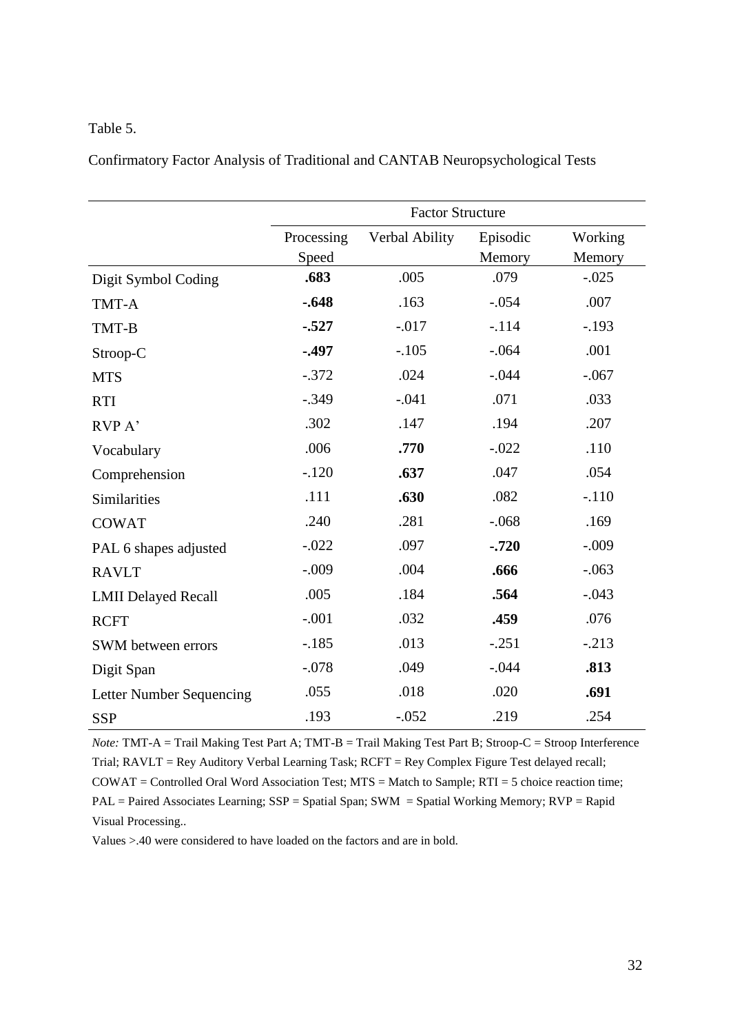Table 5.

Confirmatory Factor Analysis of Traditional and CANTAB Neuropsychological Tests

| | Factor Structure | | | |
|---|---|---|---|---|
| | Processing Speed | Verbal Ability | Episodic Memory | Working Memory |
| Digit Symbol Coding | **.683** | .005 | .079 | -.025 |
| TMT-A | **-.648** | .163 | -.054 | .007 |
| TMT-B | **-.527** | -.017 | -.114 | -.193 |
| Stroop-C | **-.497** | -.105 | -.064 | .001 |
| MTS | -.372 | .024 | -.044 | -.067 |
| RTI | -.349 | -.041 | .071 | .033 |
| RVP A’ | .302 | .147 | .194 | .207 |
| Vocabulary | .006 | **.770** | -.022 | .110 |
| Comprehension | -.120 | **.637** | .047 | .054 |
| Similarities | .111 | **.630** | .082 | -.110 |
| COWAT | .240 | .281 | -.068 | .169 |
| PAL 6 shapes adjusted | -.022 | .097 | **-.720** | -.009 |
| RAVLT | -.009 | .004 | **.666** | -.063 |
| LMII Delayed Recall | .005 | .184 | **.564** | -.043 |
| RCFT | -.001 | .032 | **.459** | .076 |
| SWM between errors | -.185 | .013 | -.251 | -.213 |
| Digit Span | -.078 | .049 | -.044 | **.813** |
| Letter Number Sequencing | .055 | .018 | .020 | **.691** |
| SSP | .193 | -.052 | .219 | .254 |

*Note:* TMT-A = Trail Making Test Part A; TMT-B = Trail Making Test Part B; Stroop-C = Stroop Interference Trial; RAVLT = Rey Auditory Verbal Learning Task; RCFT = Rey Complex Figure Test delayed recall; COWAT = Controlled Oral Word Association Test; MTS = Match to Sample; RTI = 5 choice reaction time; PAL = Paired Associates Learning; SSP = Spatial Span; SWM = Spatial Working Memory; RVP = Rapid Visual Processing..

Values >.40 were considered to have loaded on the factors and are in bold.